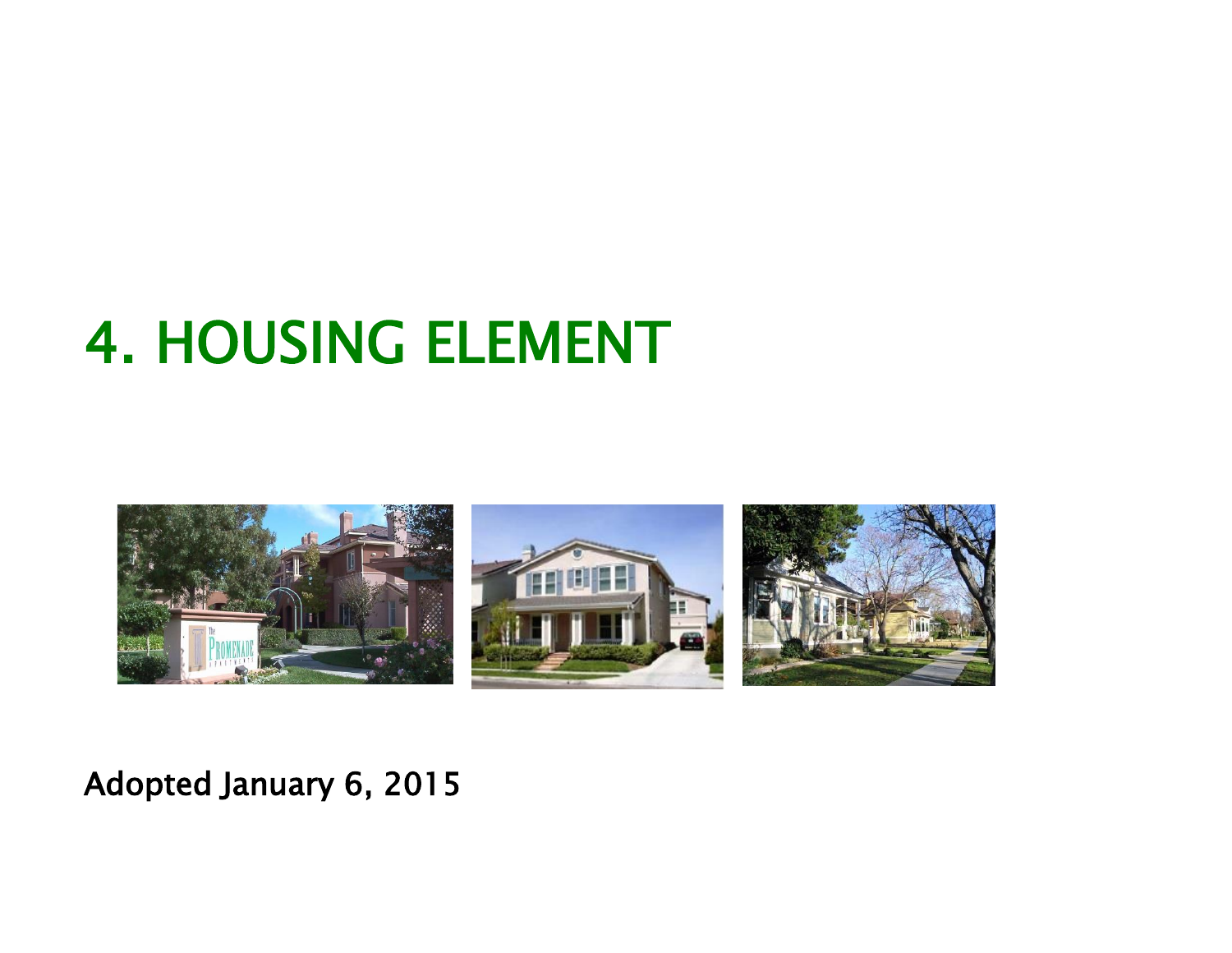# 4. HOUSING ELEMENT

Adopted January 6, 2015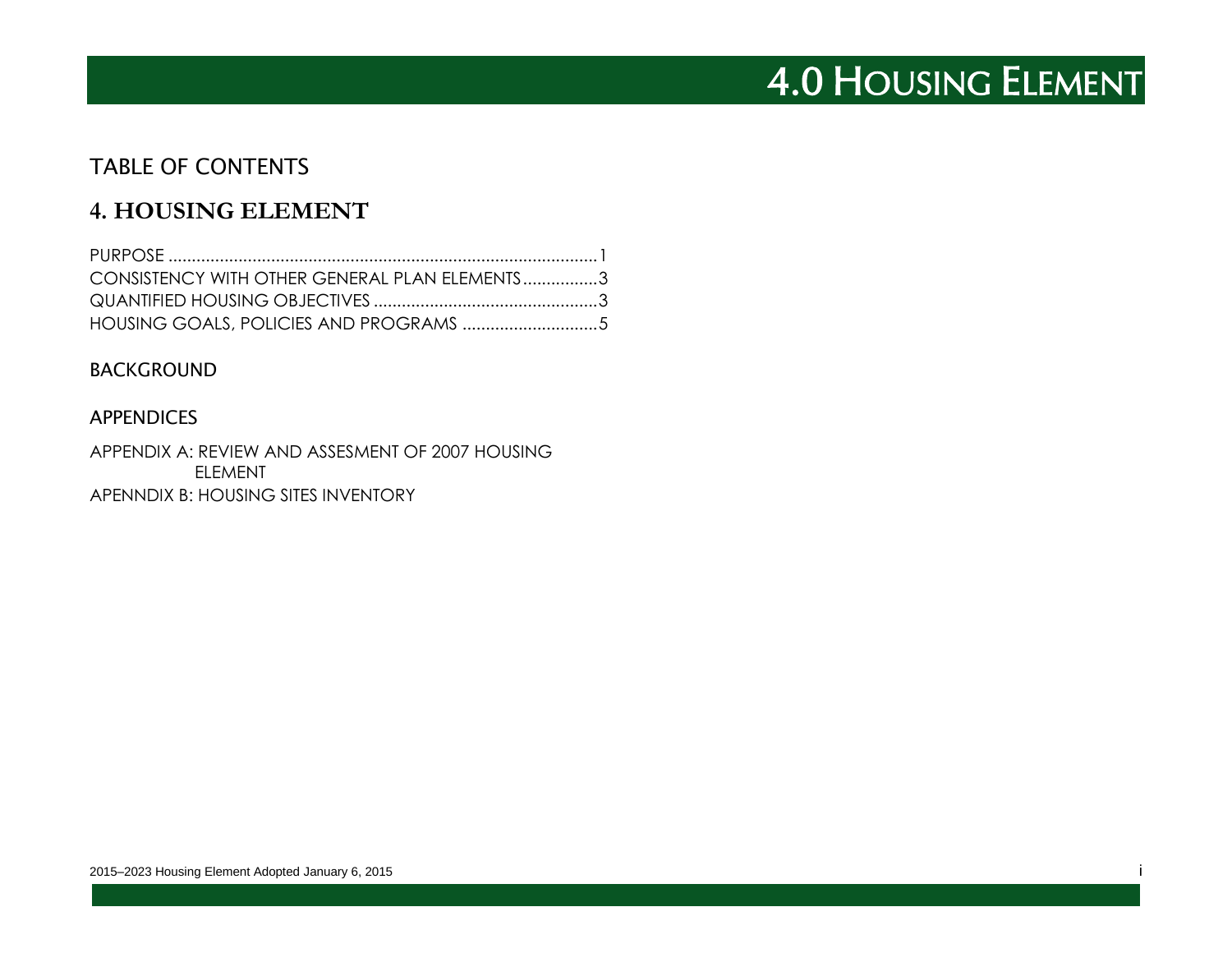# 4.0 HOUSING ELEMENT

## TABLE OF CONTENTS

## 4. HOUSING ELEMENT

PURPOSE ....................................................................................................1
CONSISTENCY WITH OTHER GENERAL PLAN ELEMENTS................3
QUANTIFIED HOUSING OBJECTIVES ................................................3
HOUSING GOALS, POLICIES AND PROGRAMS .............................5

## BACKGROUND

## APPENDICES

APPENDIX A: REVIEW AND ASSESMENT OF 2007 HOUSING ELEMENT
APENNDIX B: HOUSING SITES INVENTORY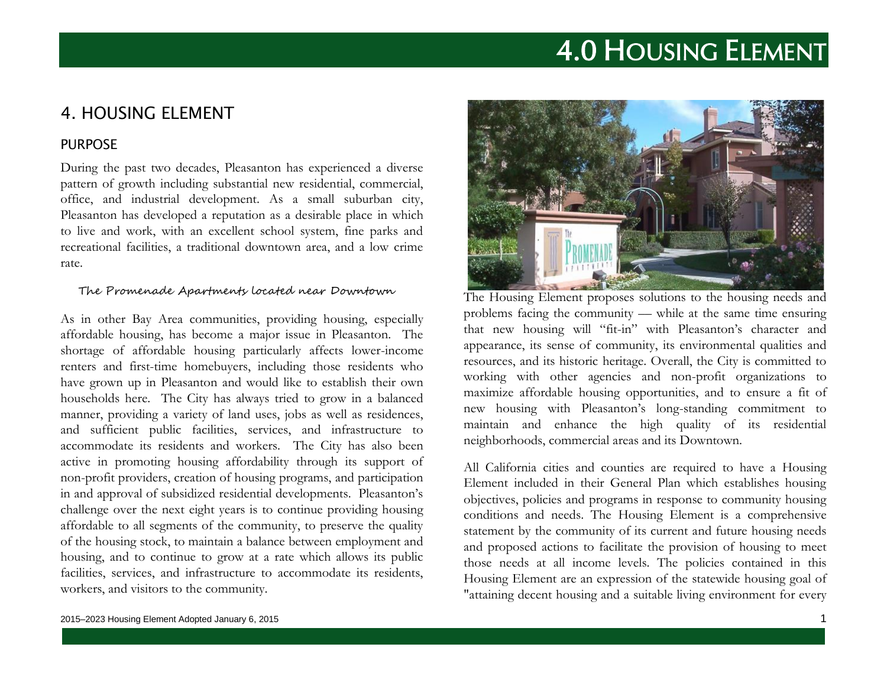# 4. HOUSING ELEMENT

## PURPOSE

During the past two decades, Pleasanton has experienced a diverse pattern of growth including substantial new residential, commercial, office, and industrial development. As a small suburban city, Pleasanton has developed a reputation as a desirable place in which to live and work, with an excellent school system, fine parks and recreational facilities, a traditional downtown area, and a low crime rate.

The Promenade Apartments located near Downtown

As in other Bay Area communities, providing housing, especially affordable housing, has become a major issue in Pleasanton. The shortage of affordable housing particularly affects lower-income renters and first-time homebuyers, including those residents who have grown up in Pleasanton and would like to establish their own households here. The City has always tried to grow in a balanced manner, providing a variety of land uses, jobs as well as residences, and sufficient public facilities, services, and infrastructure to accommodate its residents and workers. The City has also been active in promoting housing affordability through its support of non-profit providers, creation of housing programs, and participation in and approval of subsidized residential developments. Pleasanton's challenge over the next eight years is to continue providing housing affordable to all segments of the community, to preserve the quality of the housing stock, to maintain a balance between employment and housing, and to continue to grow at a rate which allows its public facilities, services, and infrastructure to accommodate its residents, workers, and visitors to the community.

The Housing Element proposes solutions to the housing needs and problems facing the community — while at the same time ensuring that new housing will "fit-in" with Pleasanton's character and appearance, its sense of community, its environmental qualities and resources, and its historic heritage. Overall, the City is committed to working with other agencies and non-profit organizations to maximize affordable housing opportunities, and to ensure a fit of new housing with Pleasanton's long-standing commitment to maintain and enhance the high quality of its residential neighborhoods, commercial areas and its Downtown.

All California cities and counties are required to have a Housing Element included in their General Plan which establishes housing objectives, policies and programs in response to community housing conditions and needs. The Housing Element is a comprehensive statement by the community of its current and future housing needs and proposed actions to facilitate the provision of housing to meet those needs at all income levels. The policies contained in this Housing Element are an expression of the statewide housing goal of "attaining decent housing and a suitable living environment for every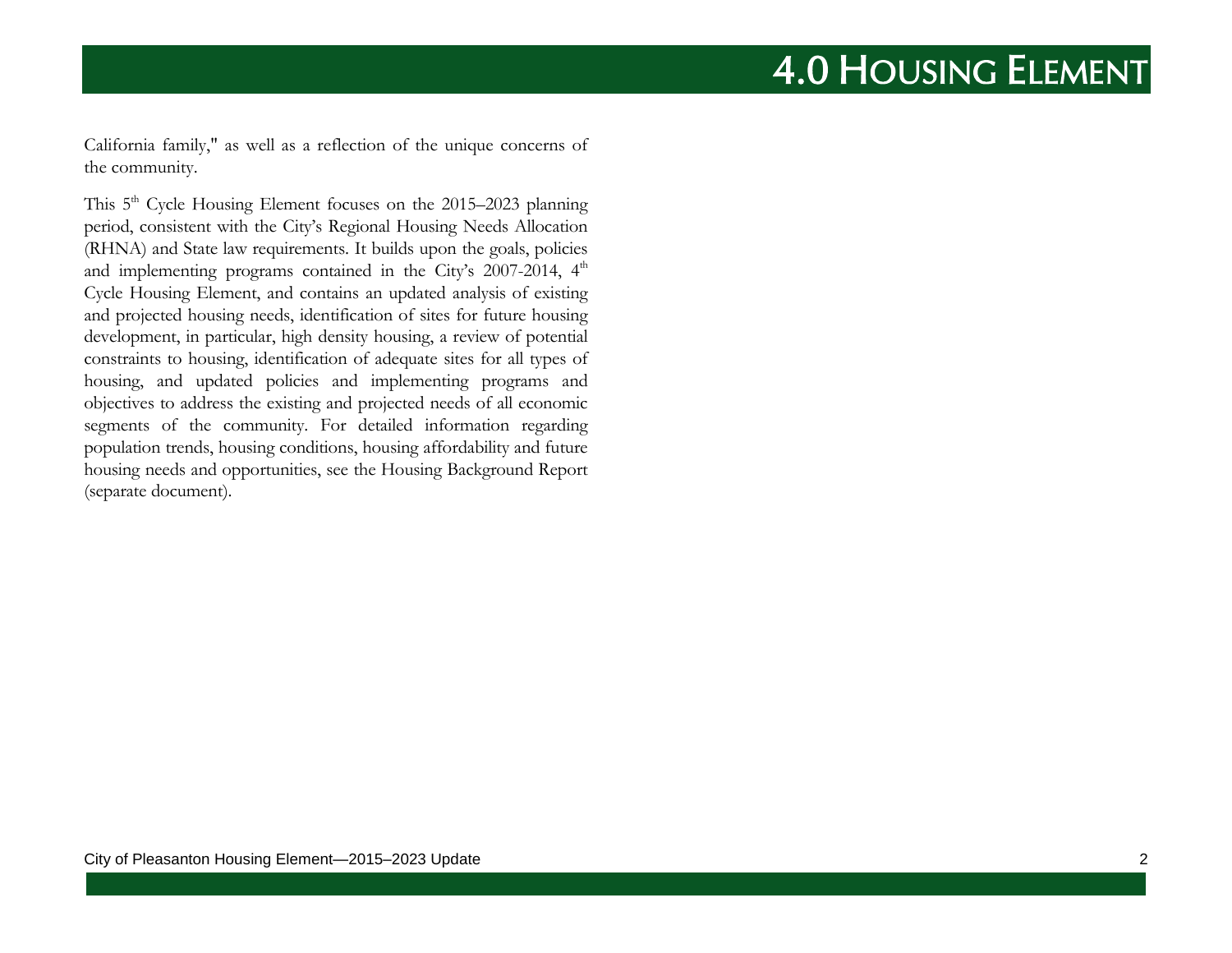California family," as well as a reflection of the unique concerns of the community.

This 5th Cycle Housing Element focuses on the 2015–2023 planning period, consistent with the City's Regional Housing Needs Allocation (RHNA) and State law requirements. It builds upon the goals, policies and implementing programs contained in the City's 2007-2014, 4th Cycle Housing Element, and contains an updated analysis of existing and projected housing needs, identification of sites for future housing development, in particular, high density housing, a review of potential constraints to housing, identification of adequate sites for all types of housing, and updated policies and implementing programs and objectives to address the existing and projected needs of all economic segments of the community. For detailed information regarding population trends, housing conditions, housing affordability and future housing needs and opportunities, see the Housing Background Report (separate document).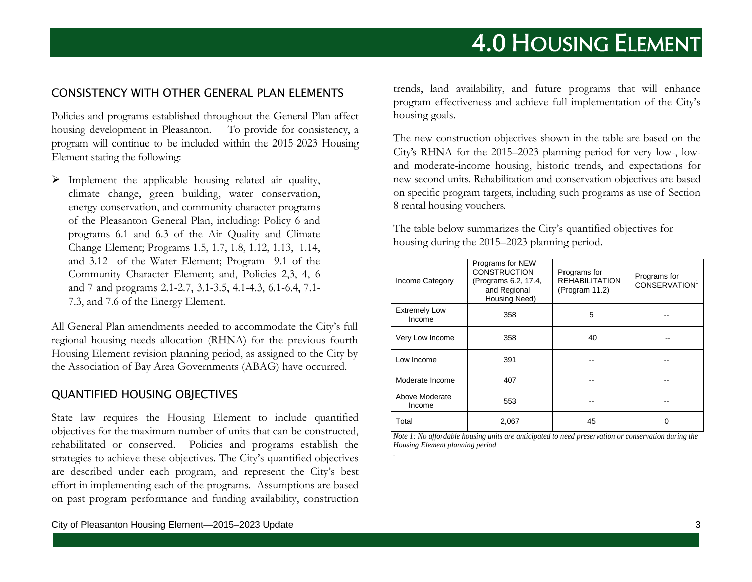## CONSISTENCY WITH OTHER GENERAL PLAN ELEMENTS

Policies and programs established throughout the General Plan affect housing development in Pleasanton. To provide for consistency, a program will continue to be included within the 2015-2023 Housing Element stating the following:

- Implement the applicable housing related air quality, climate change, green building, water conservation, energy conservation, and community character programs of the Pleasanton General Plan, including: Policy 6 and programs 6.1 and 6.3 of the Air Quality and Climate Change Element; Programs 1.5, 1.7, 1.8, 1.12, 1.13, 1.14, and 3.12 of the Water Element; Program 9.1 of the Community Character Element; and, Policies 2,3, 4, 6 and 7 and programs 2.1-2.7, 3.1-3.5, 4.1-4.3, 6.1-6.4, 7.1-7.3, and 7.6 of the Energy Element.

All General Plan amendments needed to accommodate the City's full regional housing needs allocation (RHNA) for the previous fourth Housing Element revision planning period, as assigned to the City by the Association of Bay Area Governments (ABAG) have occurred.

## QUANTIFIED HOUSING OBJECTIVES

State law requires the Housing Element to include quantified objectives for the maximum number of units that can be constructed, rehabilitated or conserved. Policies and programs establish the strategies to achieve these objectives. The City's quantified objectives are described under each program, and represent the City's best effort in implementing each of the programs. Assumptions are based on past program performance and funding availability, construction trends, land availability, and future programs that will enhance program effectiveness and achieve full implementation of the City's housing goals.

The new construction objectives shown in the table are based on the City's RHNA for the 2015–2023 planning period for very low-, low- and moderate-income housing, historic trends, and expectations for new second units. Rehabilitation and conservation objectives are based on specific program targets, including such programs as use of Section 8 rental housing vouchers.

The table below summarizes the City's quantified objectives for housing during the 2015–2023 planning period.

| Income Category | Programs for NEW CONSTRUCTION (Programs 6.2, 17.4, and Regional Housing Need) | Programs for REHABILITATION (Program 11.2) | Programs for CONSERVATION[1] |
|---|---|---|---|
| Extremely Low Income | 358 | 5 | -- |
| Very Low Income | 358 | 40 | -- |
| Low Income | 391 | -- | -- |
| Moderate Income | 407 | -- | -- |
| Above Moderate Income | 553 | -- | -- |
| Total | 2,067 | 45 | 0 |

*Note 1: No affordable housing units are anticipated to need preservation or conservation during the Housing Element planning period*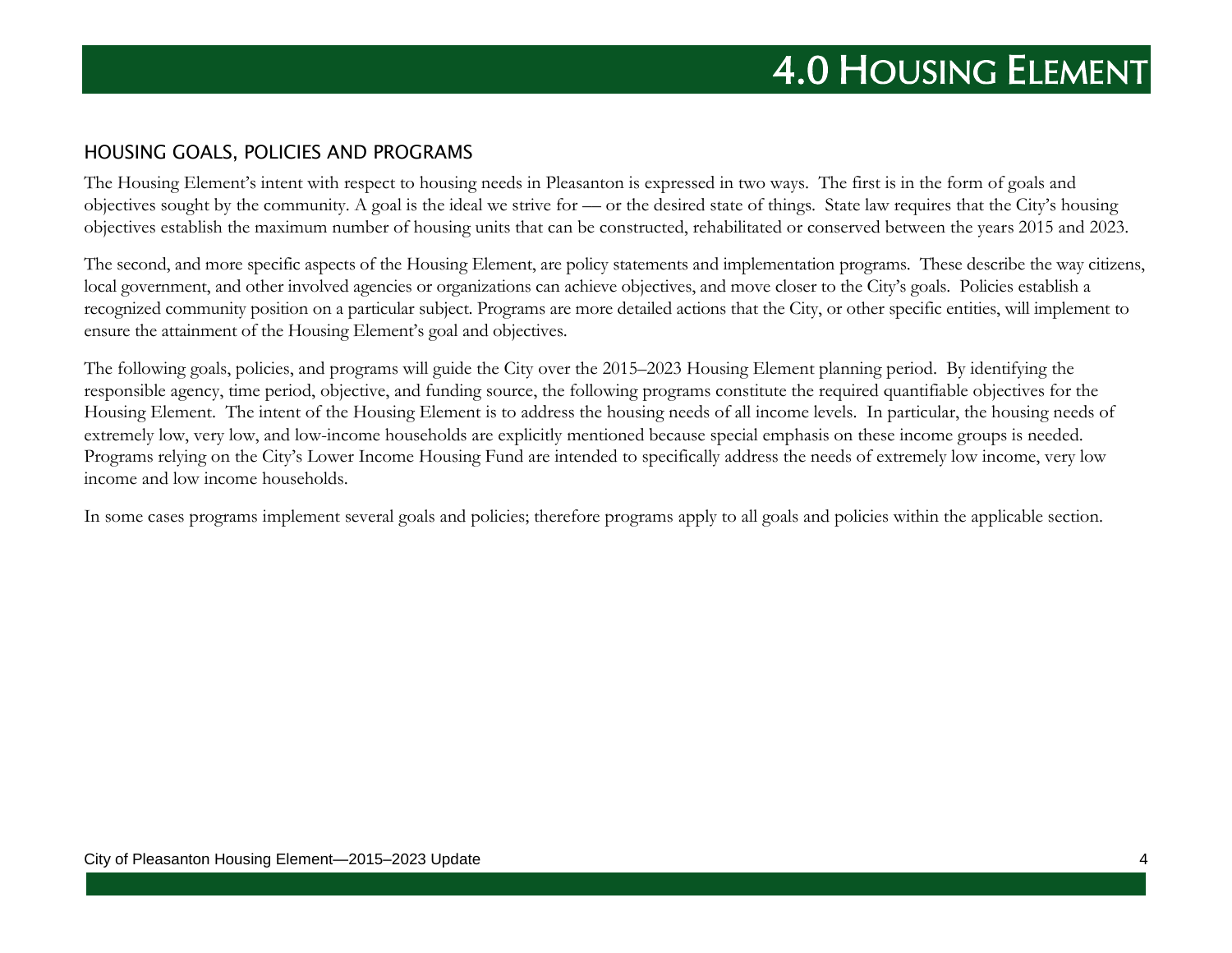# 4.0 Housing Element

## HOUSING GOALS, POLICIES AND PROGRAMS

The Housing Element's intent with respect to housing needs in Pleasanton is expressed in two ways. The first is in the form of goals and objectives sought by the community. A goal is the ideal we strive for — or the desired state of things. State law requires that the City's housing objectives establish the maximum number of housing units that can be constructed, rehabilitated or conserved between the years 2015 and 2023.

The second, and more specific aspects of the Housing Element, are policy statements and implementation programs. These describe the way citizens, local government, and other involved agencies or organizations can achieve objectives, and move closer to the City's goals. Policies establish a recognized community position on a particular subject. Programs are more detailed actions that the City, or other specific entities, will implement to ensure the attainment of the Housing Element's goal and objectives.

The following goals, policies, and programs will guide the City over the 2015–2023 Housing Element planning period. By identifying the responsible agency, time period, objective, and funding source, the following programs constitute the required quantifiable objectives for the Housing Element. The intent of the Housing Element is to address the housing needs of all income levels. In particular, the housing needs of extremely low, very low, and low-income households are explicitly mentioned because special emphasis on these income groups is needed. Programs relying on the City's Lower Income Housing Fund are intended to specifically address the needs of extremely low income, very low income and low income households.

In some cases programs implement several goals and policies; therefore programs apply to all goals and policies within the applicable section.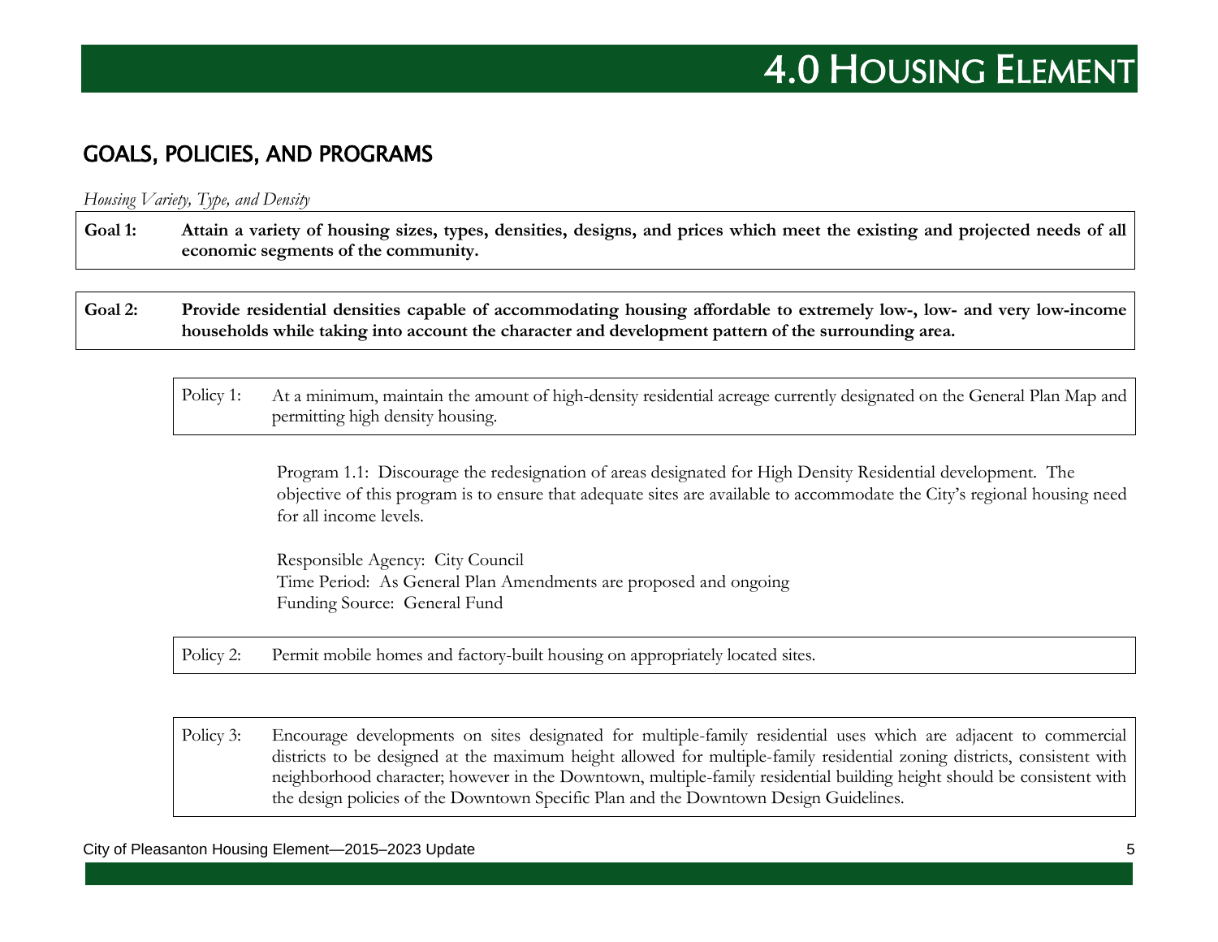# 4.0 Housing Element

## GOALS, POLICIES, AND PROGRAMS

*Housing Variety, Type, and Density*

**Goal 1: Attain a variety of housing sizes, types, densities, designs, and prices which meet the existing and projected needs of all economic segments of the community.**

**Goal 2: Provide residential densities capable of accommodating housing affordable to extremely low-, low- and very low-income households while taking into account the character and development pattern of the surrounding area.**

Policy 1: At a minimum, maintain the amount of high-density residential acreage currently designated on the General Plan Map and permitting high density housing.

Program 1.1: Discourage the redesignation of areas designated for High Density Residential development. The objective of this program is to ensure that adequate sites are available to accommodate the City's regional housing need for all income levels.

Responsible Agency: City Council
Time Period: As General Plan Amendments are proposed and ongoing
Funding Source: General Fund

Policy 2: Permit mobile homes and factory-built housing on appropriately located sites.

Policy 3: Encourage developments on sites designated for multiple-family residential uses which are adjacent to commercial districts to be designed at the maximum height allowed for multiple-family residential zoning districts, consistent with neighborhood character; however in the Downtown, multiple-family residential building height should be consistent with the design policies of the Downtown Specific Plan and the Downtown Design Guidelines.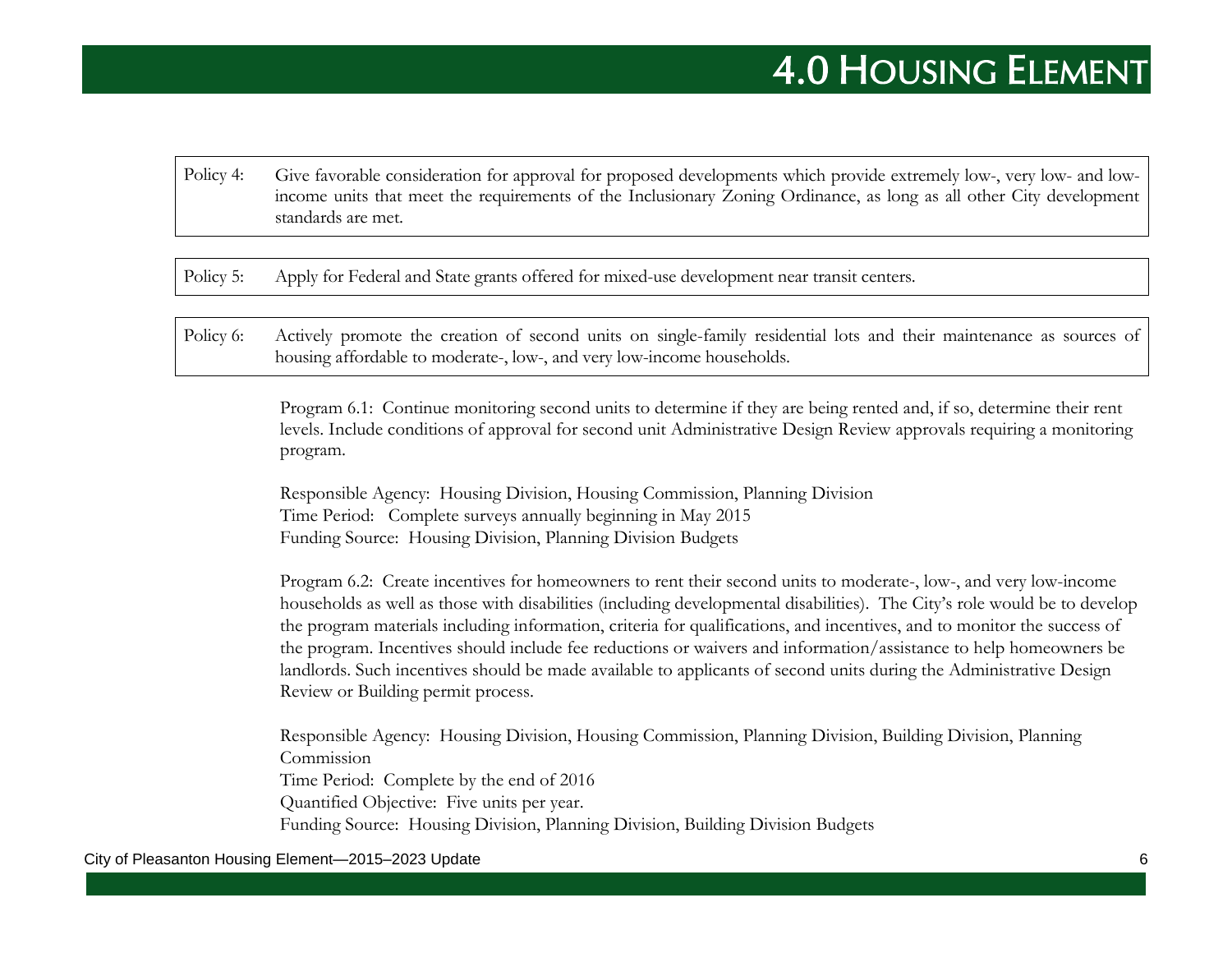Policy 4: Give favorable consideration for approval for proposed developments which provide extremely low-, very low- and low-income units that meet the requirements of the Inclusionary Zoning Ordinance, as long as all other City development standards are met.

Policy 5: Apply for Federal and State grants offered for mixed-use development near transit centers.

Policy 6: Actively promote the creation of second units on single-family residential lots and their maintenance as sources of housing affordable to moderate-, low-, and very low-income households.

Program 6.1: Continue monitoring second units to determine if they are being rented and, if so, determine their rent levels. Include conditions of approval for second unit Administrative Design Review approvals requiring a monitoring program.

Responsible Agency: Housing Division, Housing Commission, Planning Division
Time Period: Complete surveys annually beginning in May 2015
Funding Source: Housing Division, Planning Division Budgets

Program 6.2: Create incentives for homeowners to rent their second units to moderate-, low-, and very low-income households as well as those with disabilities (including developmental disabilities). The City's role would be to develop the program materials including information, criteria for qualifications, and incentives, and to monitor the success of the program. Incentives should include fee reductions or waivers and information/assistance to help homeowners be landlords. Such incentives should be made available to applicants of second units during the Administrative Design Review or Building permit process.

Responsible Agency: Housing Division, Housing Commission, Planning Division, Building Division, Planning Commission
Time Period: Complete by the end of 2016
Quantified Objective: Five units per year.
Funding Source: Housing Division, Planning Division, Building Division Budgets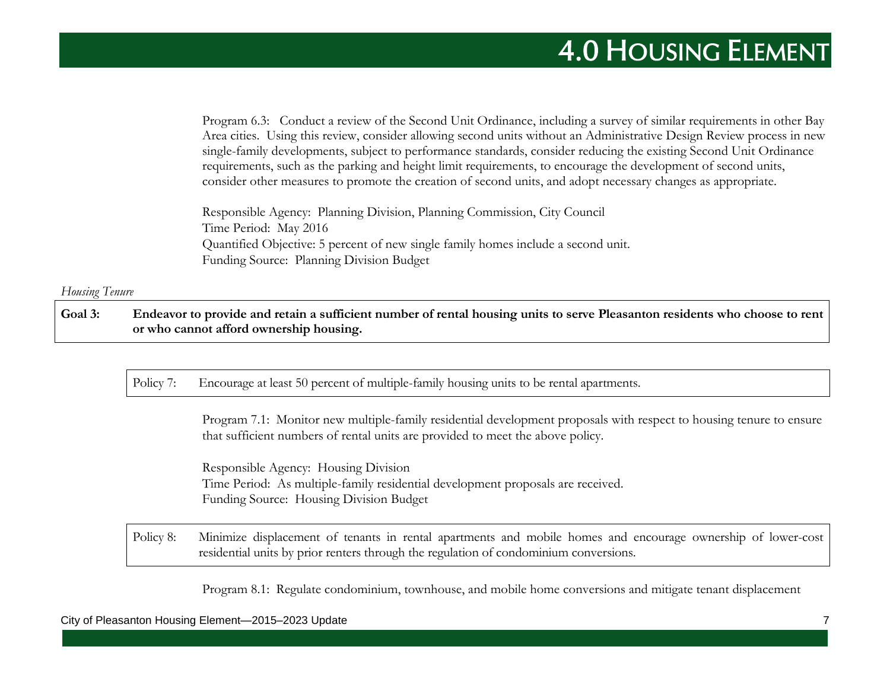Program 6.3: Conduct a review of the Second Unit Ordinance, including a survey of similar requirements in other Bay Area cities. Using this review, consider allowing second units without an Administrative Design Review process in new single-family developments, subject to performance standards, consider reducing the existing Second Unit Ordinance requirements, such as the parking and height limit requirements, to encourage the development of second units, consider other measures to promote the creation of second units, and adopt necessary changes as appropriate.

Responsible Agency: Planning Division, Planning Commission, City Council
Time Period: May 2016
Quantified Objective: 5 percent of new single family homes include a second unit.
Funding Source: Planning Division Budget

*Housing Tenure*

**Goal 3: Endeavor to provide and retain a sufficient number of rental housing units to serve Pleasanton residents who choose to rent or who cannot afford ownership housing.**

Policy 7: Encourage at least 50 percent of multiple-family housing units to be rental apartments.

Program 7.1: Monitor new multiple-family residential development proposals with respect to housing tenure to ensure that sufficient numbers of rental units are provided to meet the above policy.

Responsible Agency: Housing Division
Time Period: As multiple-family residential development proposals are received.
Funding Source: Housing Division Budget

Policy 8: Minimize displacement of tenants in rental apartments and mobile homes and encourage ownership of lower-cost residential units by prior renters through the regulation of condominium conversions.

Program 8.1: Regulate condominium, townhouse, and mobile home conversions and mitigate tenant displacement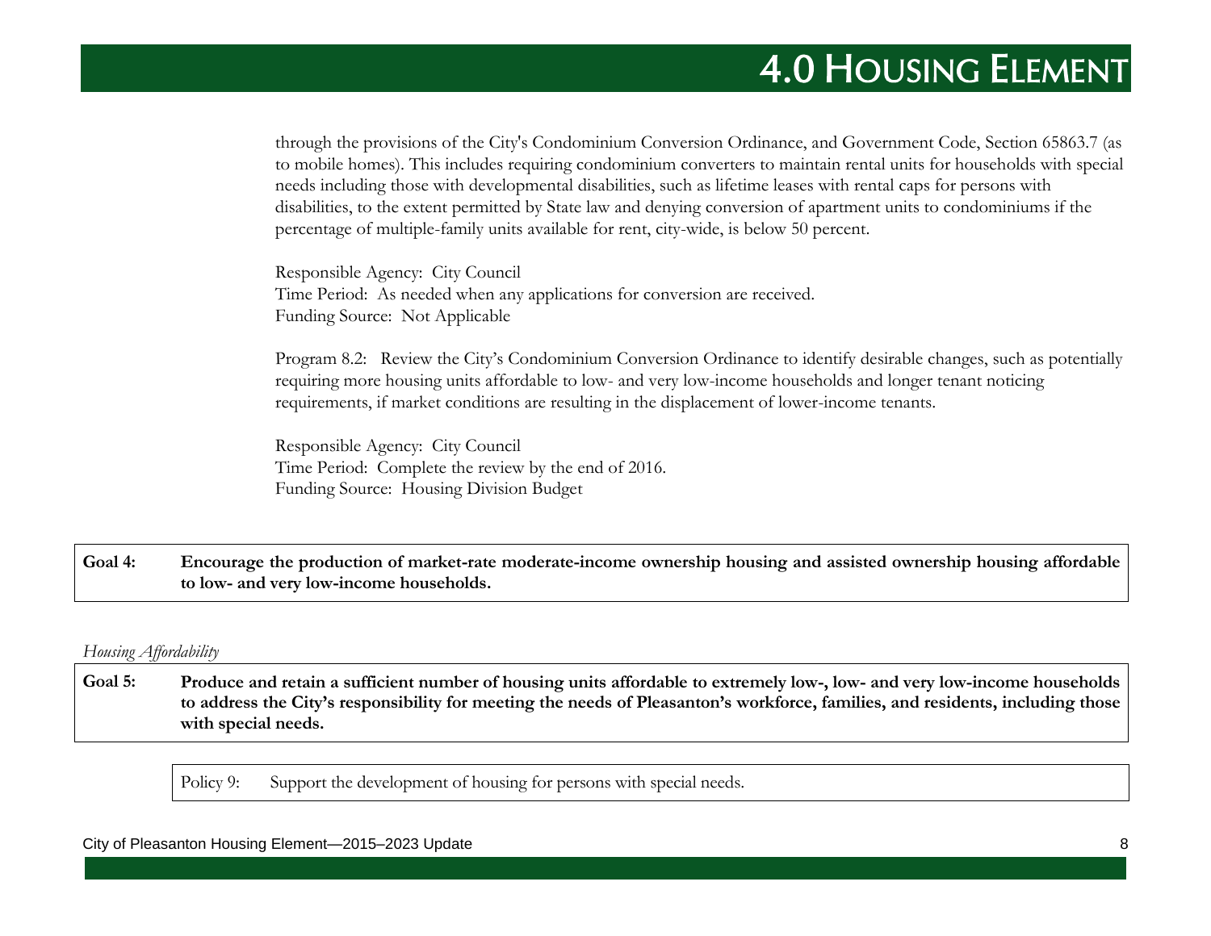through the provisions of the City's Condominium Conversion Ordinance, and Government Code, Section 65863.7 (as to mobile homes). This includes requiring condominium converters to maintain rental units for households with special needs including those with developmental disabilities, such as lifetime leases with rental caps for persons with disabilities, to the extent permitted by State law and denying conversion of apartment units to condominiums if the percentage of multiple-family units available for rent, city-wide, is below 50 percent.

Responsible Agency: City Council
Time Period: As needed when any applications for conversion are received.
Funding Source: Not Applicable

Program 8.2: Review the City's Condominium Conversion Ordinance to identify desirable changes, such as potentially requiring more housing units affordable to low- and very low-income households and longer tenant noticing requirements, if market conditions are resulting in the displacement of lower-income tenants.

Responsible Agency: City Council
Time Period: Complete the review by the end of 2016.
Funding Source: Housing Division Budget

**Goal 4: Encourage the production of market-rate moderate-income ownership housing and assisted ownership housing affordable to low- and very low-income households.**

*Housing Affordability*

**Goal 5: Produce and retain a sufficient number of housing units affordable to extremely low-, low- and very low-income households to address the City's responsibility for meeting the needs of Pleasanton's workforce, families, and residents, including those with special needs.**

Policy 9: Support the development of housing for persons with special needs.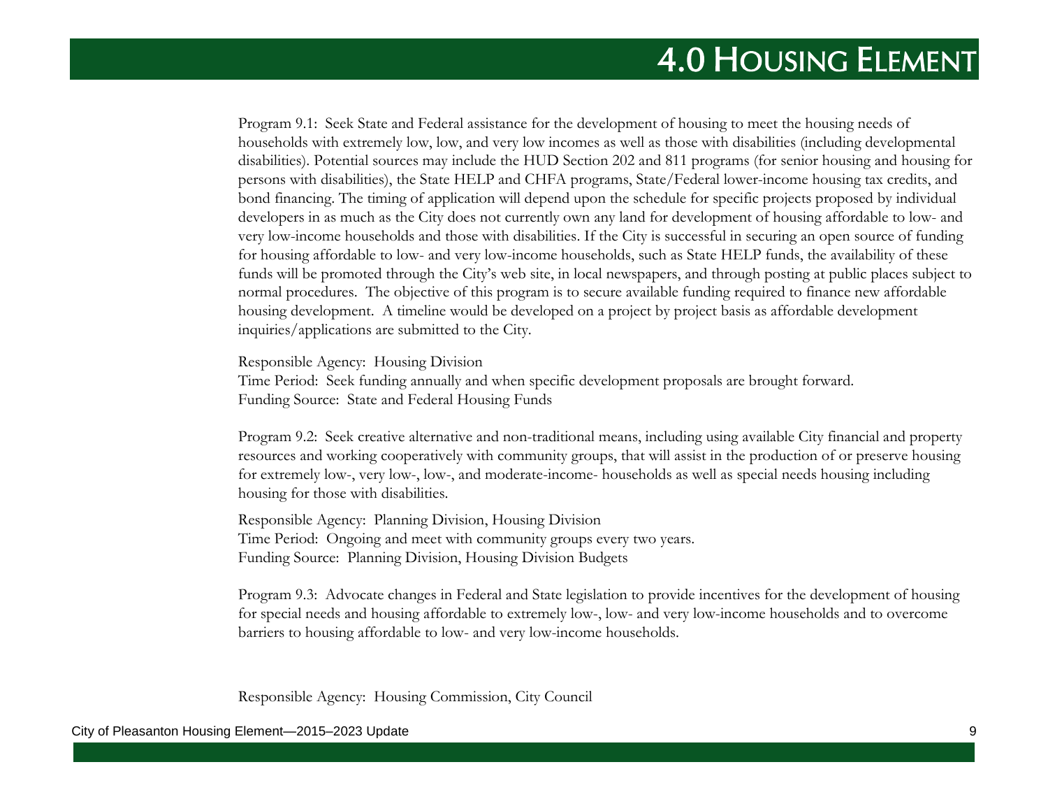Program 9.1: Seek State and Federal assistance for the development of housing to meet the housing needs of households with extremely low, low, and very low incomes as well as those with disabilities (including developmental disabilities). Potential sources may include the HUD Section 202 and 811 programs (for senior housing and housing for persons with disabilities), the State HELP and CHFA programs, State/Federal lower-income housing tax credits, and bond financing. The timing of application will depend upon the schedule for specific projects proposed by individual developers in as much as the City does not currently own any land for development of housing affordable to low- and very low-income households and those with disabilities. If the City is successful in securing an open source of funding for housing affordable to low- and very low-income households, such as State HELP funds, the availability of these funds will be promoted through the City's web site, in local newspapers, and through posting at public places subject to normal procedures. The objective of this program is to secure available funding required to finance new affordable housing development. A timeline would be developed on a project by project basis as affordable development inquiries/applications are submitted to the City.

Responsible Agency: Housing Division
Time Period: Seek funding annually and when specific development proposals are brought forward.
Funding Source: State and Federal Housing Funds

Program 9.2: Seek creative alternative and non-traditional means, including using available City financial and property resources and working cooperatively with community groups, that will assist in the production of or preserve housing for extremely low-, very low-, low-, and moderate-income- households as well as special needs housing including housing for those with disabilities.

Responsible Agency: Planning Division, Housing Division
Time Period: Ongoing and meet with community groups every two years.
Funding Source: Planning Division, Housing Division Budgets

Program 9.3: Advocate changes in Federal and State legislation to provide incentives for the development of housing for special needs and housing affordable to extremely low-, low- and very low-income households and to overcome barriers to housing affordable to low- and very low-income households.

Responsible Agency: Housing Commission, City Council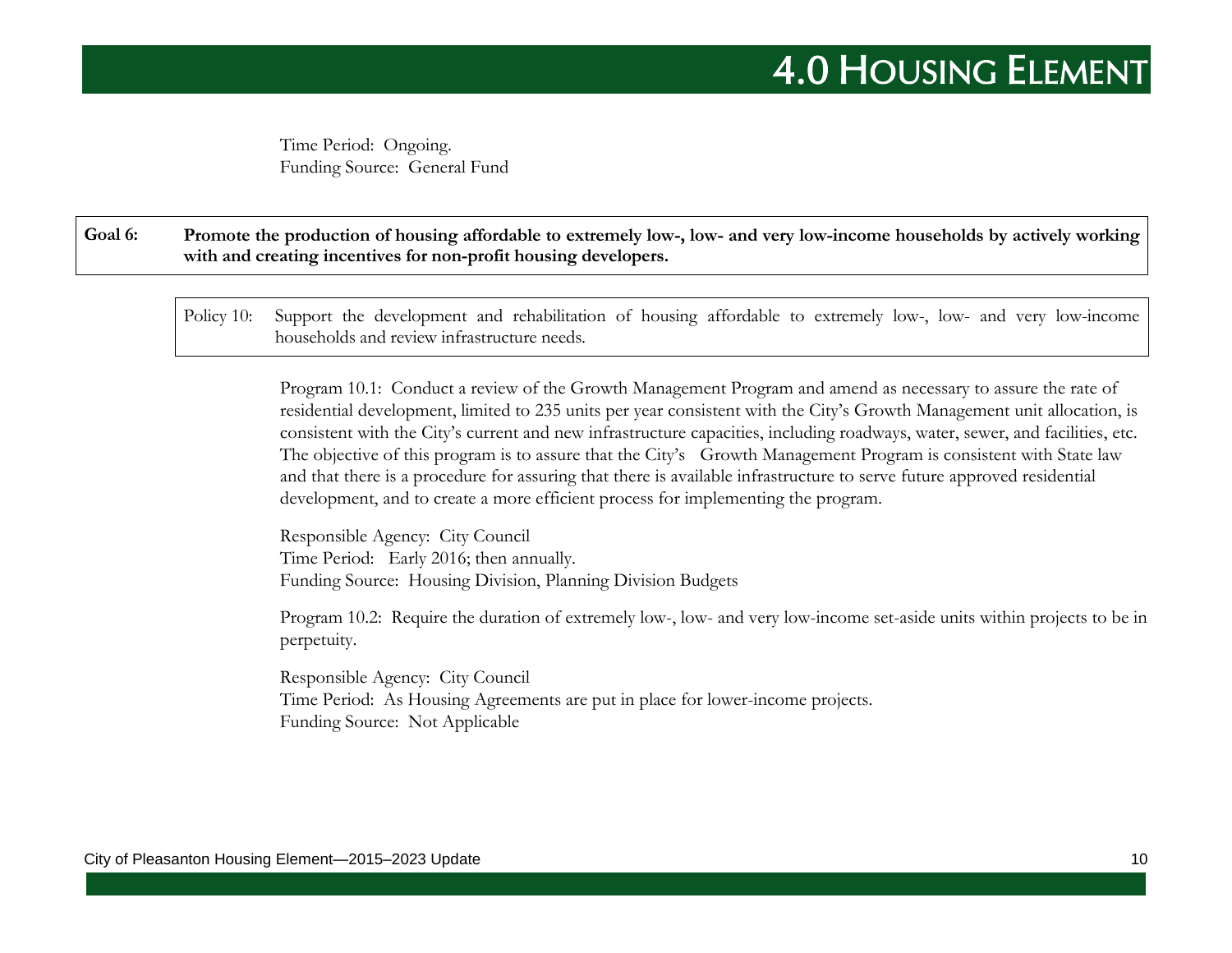Time Period: Ongoing.
Funding Source: General Fund

**Goal 6: Promote the production of housing affordable to extremely low-, low- and very low-income households by actively working with and creating incentives for non-profit housing developers.**

Policy 10: Support the development and rehabilitation of housing affordable to extremely low-, low- and very low-income households and review infrastructure needs.

Program 10.1: Conduct a review of the Growth Management Program and amend as necessary to assure the rate of residential development, limited to 235 units per year consistent with the City's Growth Management unit allocation, is consistent with the City's current and new infrastructure capacities, including roadways, water, sewer, and facilities, etc. The objective of this program is to assure that the City's Growth Management Program is consistent with State law and that there is a procedure for assuring that there is available infrastructure to serve future approved residential development, and to create a more efficient process for implementing the program.

Responsible Agency: City Council
Time Period: Early 2016; then annually.
Funding Source: Housing Division, Planning Division Budgets

Program 10.2: Require the duration of extremely low-, low- and very low-income set-aside units within projects to be in perpetuity.

Responsible Agency: City Council
Time Period: As Housing Agreements are put in place for lower-income projects.
Funding Source: Not Applicable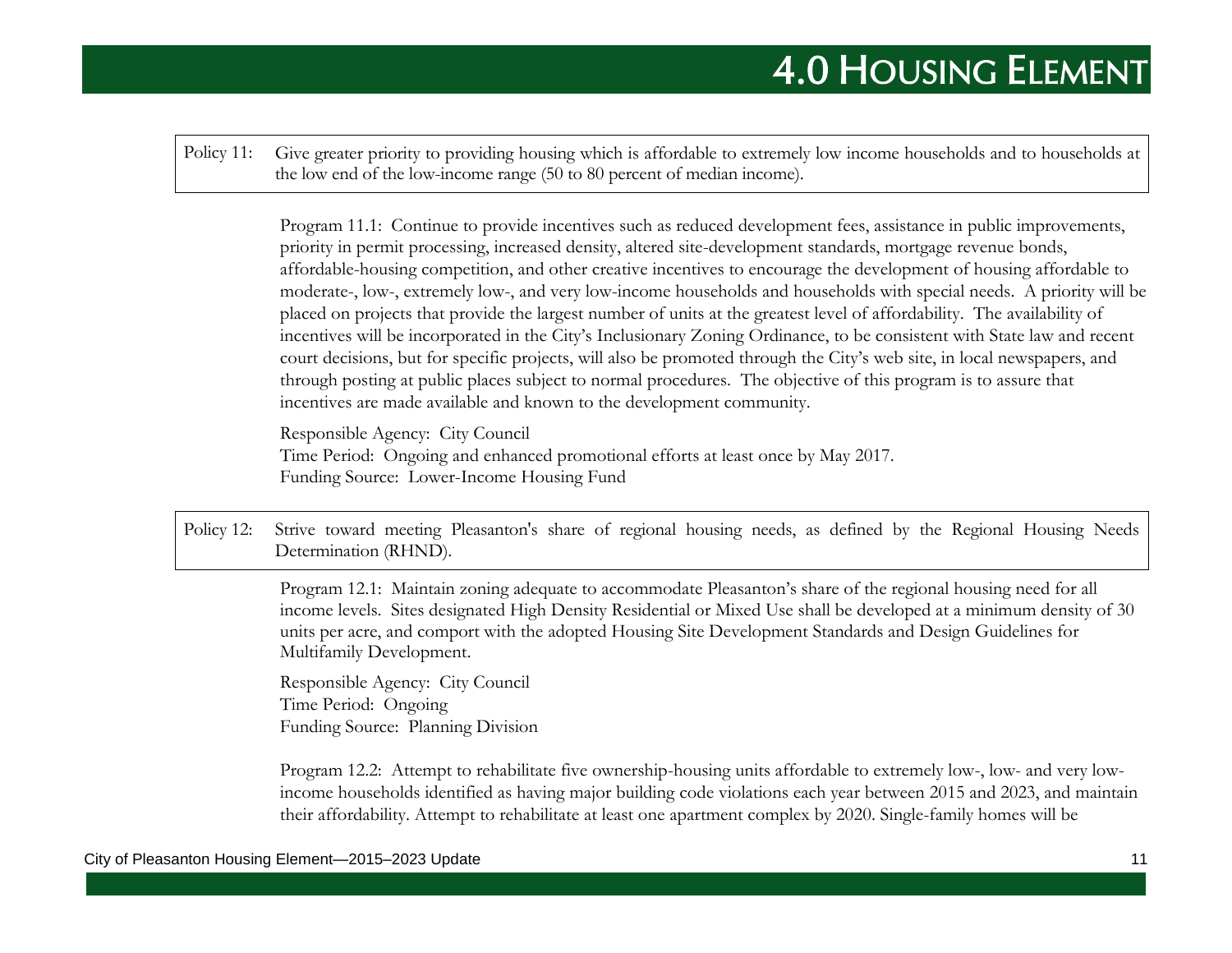Policy 11: Give greater priority to providing housing which is affordable to extremely low income households and to households at the low end of the low-income range (50 to 80 percent of median income).

Program 11.1: Continue to provide incentives such as reduced development fees, assistance in public improvements, priority in permit processing, increased density, altered site-development standards, mortgage revenue bonds, affordable-housing competition, and other creative incentives to encourage the development of housing affordable to moderate-, low-, extremely low-, and very low-income households and households with special needs. A priority will be placed on projects that provide the largest number of units at the greatest level of affordability. The availability of incentives will be incorporated in the City's Inclusionary Zoning Ordinance, to be consistent with State law and recent court decisions, but for specific projects, will also be promoted through the City's web site, in local newspapers, and through posting at public places subject to normal procedures. The objective of this program is to assure that incentives are made available and known to the development community.

Responsible Agency: City Council
Time Period: Ongoing and enhanced promotional efforts at least once by May 2017.
Funding Source: Lower-Income Housing Fund

Policy 12: Strive toward meeting Pleasanton's share of regional housing needs, as defined by the Regional Housing Needs Determination (RHND).

Program 12.1: Maintain zoning adequate to accommodate Pleasanton's share of the regional housing need for all income levels. Sites designated High Density Residential or Mixed Use shall be developed at a minimum density of 30 units per acre, and comport with the adopted Housing Site Development Standards and Design Guidelines for Multifamily Development.

Responsible Agency: City Council
Time Period: Ongoing
Funding Source: Planning Division

Program 12.2: Attempt to rehabilitate five ownership-housing units affordable to extremely low-, low- and very low-income households identified as having major building code violations each year between 2015 and 2023, and maintain their affordability. Attempt to rehabilitate at least one apartment complex by 2020. Single-family homes will be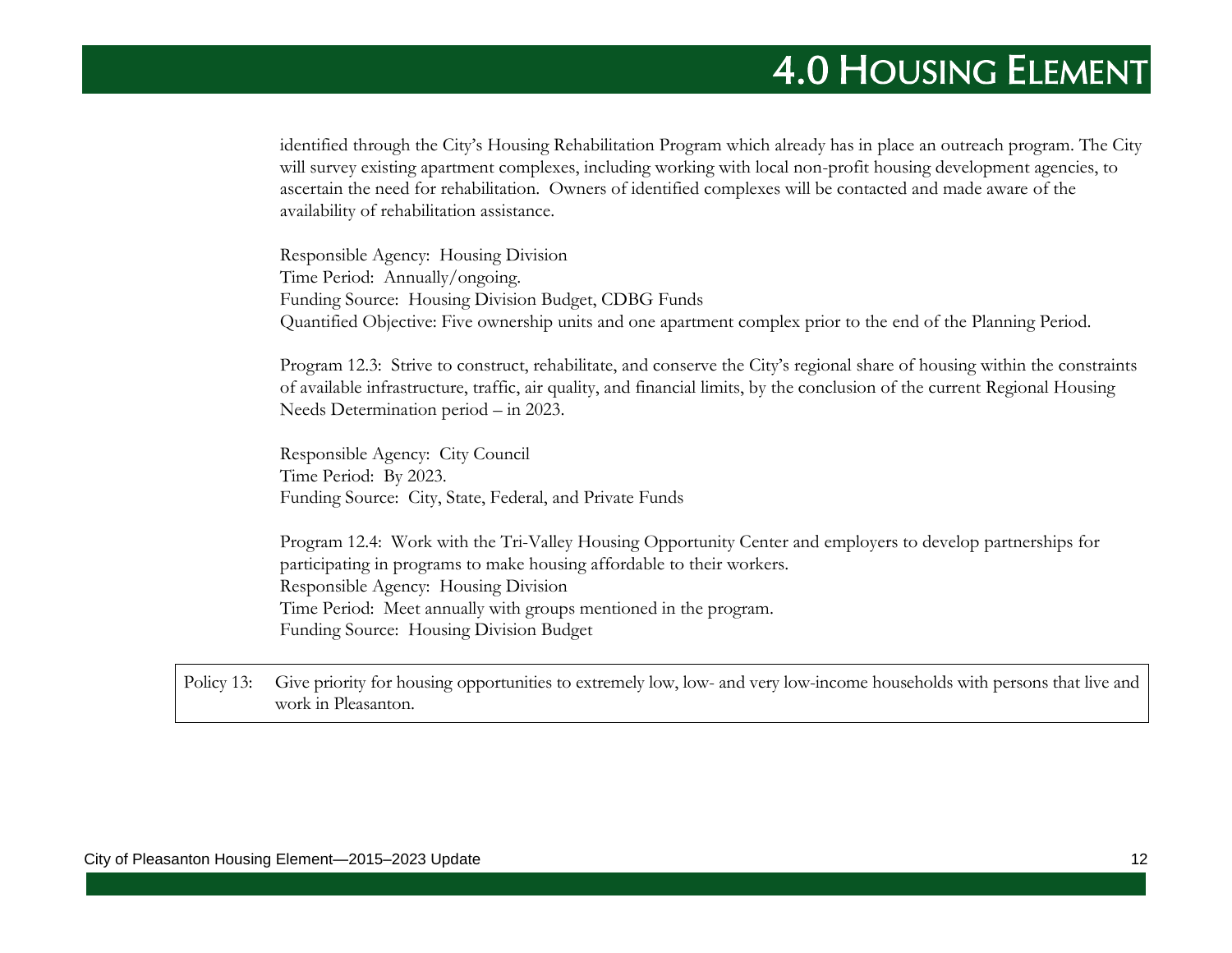identified through the City's Housing Rehabilitation Program which already has in place an outreach program. The City will survey existing apartment complexes, including working with local non-profit housing development agencies, to ascertain the need for rehabilitation. Owners of identified complexes will be contacted and made aware of the availability of rehabilitation assistance.

Responsible Agency: Housing Division
Time Period: Annually/ongoing.
Funding Source: Housing Division Budget, CDBG Funds
Quantified Objective: Five ownership units and one apartment complex prior to the end of the Planning Period.

Program 12.3: Strive to construct, rehabilitate, and conserve the City's regional share of housing within the constraints of available infrastructure, traffic, air quality, and financial limits, by the conclusion of the current Regional Housing Needs Determination period – in 2023.

Responsible Agency: City Council
Time Period: By 2023.
Funding Source: City, State, Federal, and Private Funds

Program 12.4: Work with the Tri-Valley Housing Opportunity Center and employers to develop partnerships for participating in programs to make housing affordable to their workers.
Responsible Agency: Housing Division
Time Period: Meet annually with groups mentioned in the program.
Funding Source: Housing Division Budget

| Policy 13: | Give priority for housing opportunities to extremely low, low- and very low-income households with persons that live and work in Pleasanton. |
|---|---|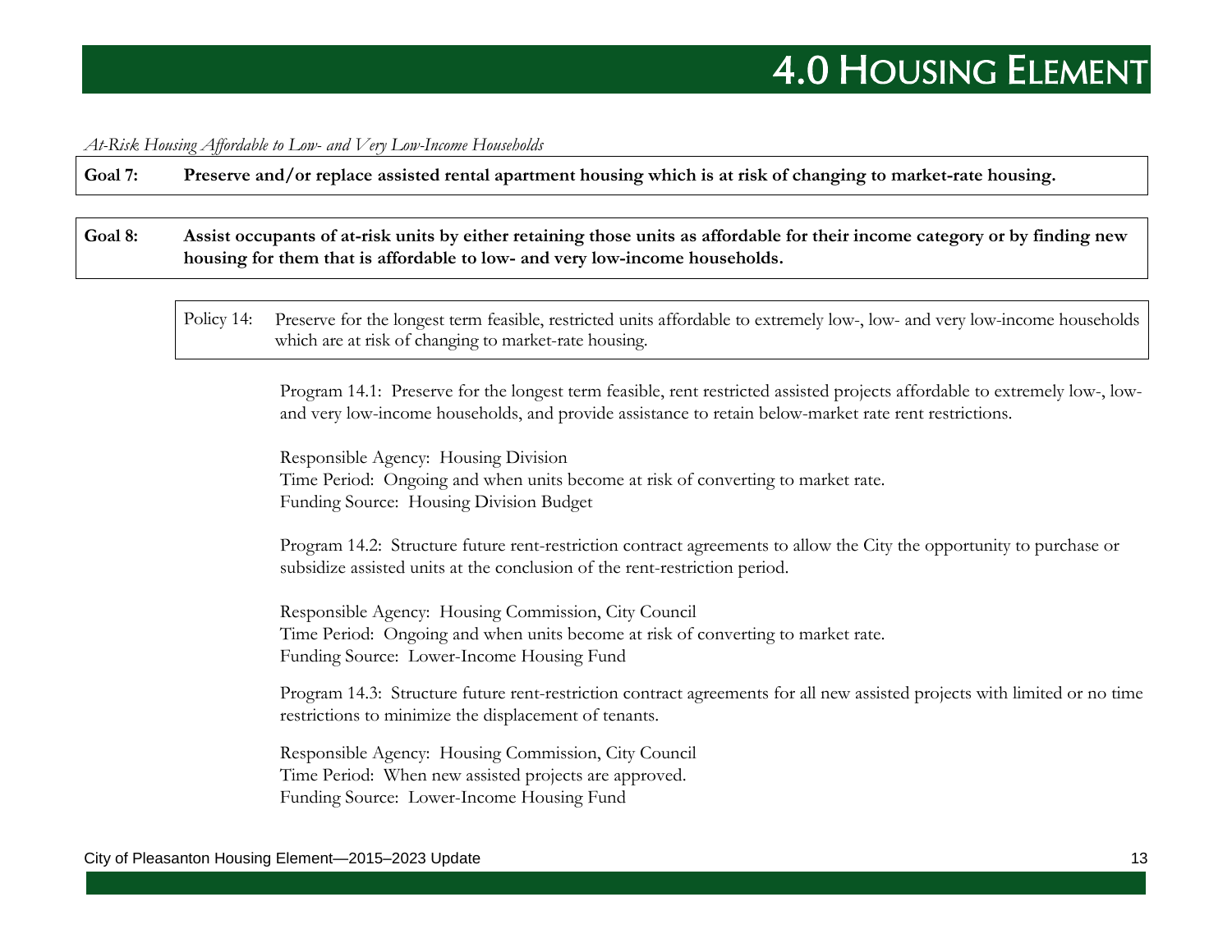*At-Risk Housing Affordable to Low- and Very Low-Income Households*

**Goal 7: Preserve and/or replace assisted rental apartment housing which is at risk of changing to market-rate housing.**

**Goal 8: Assist occupants of at-risk units by either retaining those units as affordable for their income category or by finding new housing for them that is affordable to low- and very low-income households.**

Policy 14: Preserve for the longest term feasible, restricted units affordable to extremely low-, low- and very low-income households which are at risk of changing to market-rate housing.

Program 14.1: Preserve for the longest term feasible, rent restricted assisted projects affordable to extremely low-, low- and very low-income households, and provide assistance to retain below-market rate rent restrictions.

Responsible Agency: Housing Division
Time Period: Ongoing and when units become at risk of converting to market rate.
Funding Source: Housing Division Budget

Program 14.2: Structure future rent-restriction contract agreements to allow the City the opportunity to purchase or subsidize assisted units at the conclusion of the rent-restriction period.

Responsible Agency: Housing Commission, City Council
Time Period: Ongoing and when units become at risk of converting to market rate.
Funding Source: Lower-Income Housing Fund

Program 14.3: Structure future rent-restriction contract agreements for all new assisted projects with limited or no time restrictions to minimize the displacement of tenants.

Responsible Agency: Housing Commission, City Council
Time Period: When new assisted projects are approved.
Funding Source: Lower-Income Housing Fund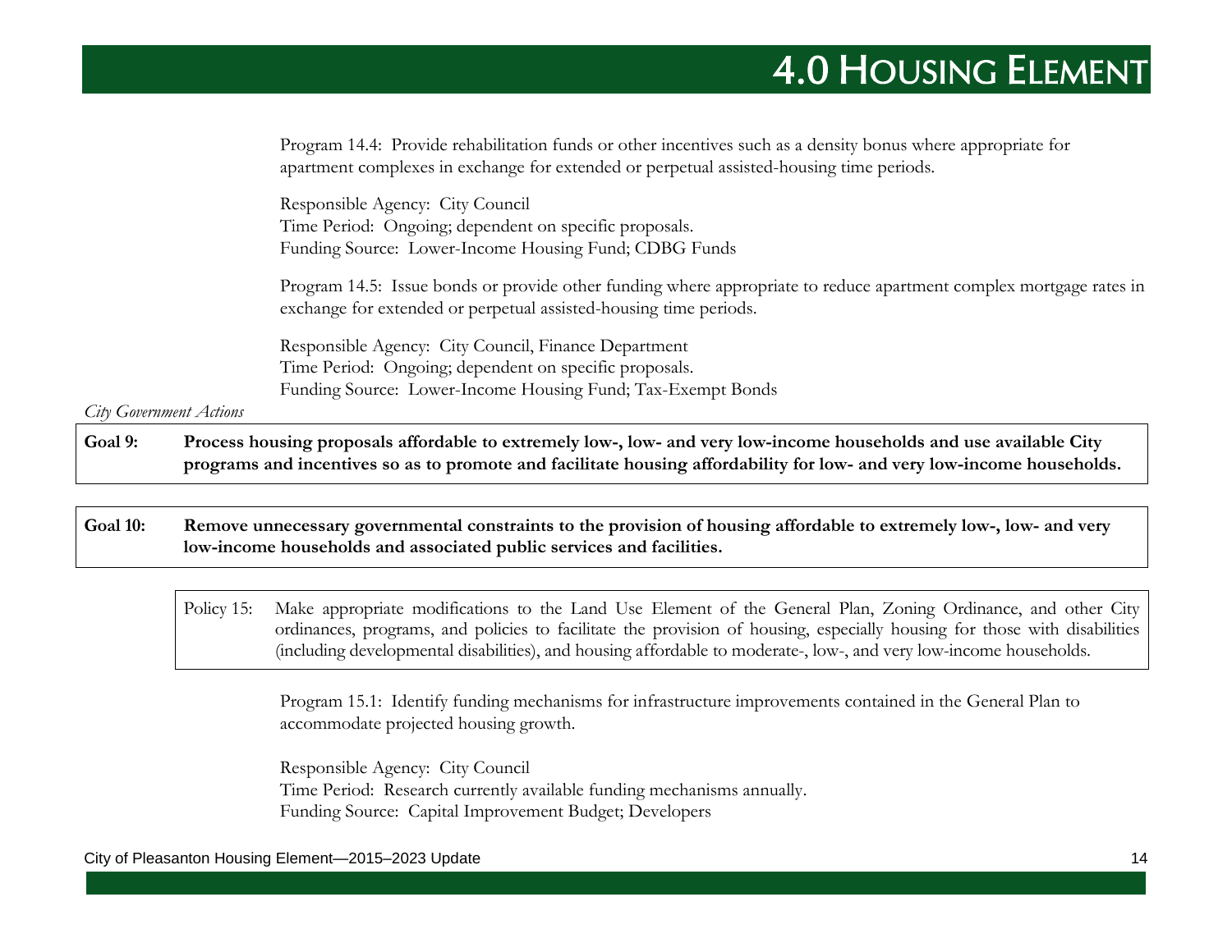Program 14.4: Provide rehabilitation funds or other incentives such as a density bonus where appropriate for apartment complexes in exchange for extended or perpetual assisted-housing time periods.

Responsible Agency: City Council
Time Period: Ongoing; dependent on specific proposals.
Funding Source: Lower-Income Housing Fund; CDBG Funds

Program 14.5: Issue bonds or provide other funding where appropriate to reduce apartment complex mortgage rates in exchange for extended or perpetual assisted-housing time periods.

Responsible Agency: City Council, Finance Department
Time Period: Ongoing; dependent on specific proposals.
Funding Source: Lower-Income Housing Fund; Tax-Exempt Bonds

*City Government Actions*

**Goal 9: Process housing proposals affordable to extremely low-, low- and very low-income households and use available City programs and incentives so as to promote and facilitate housing affordability for low- and very low-income households.**

**Goal 10: Remove unnecessary governmental constraints to the provision of housing affordable to extremely low-, low- and very low-income households and associated public services and facilities.**

Policy 15: Make appropriate modifications to the Land Use Element of the General Plan, Zoning Ordinance, and other City ordinances, programs, and policies to facilitate the provision of housing, especially housing for those with disabilities (including developmental disabilities), and housing affordable to moderate-, low-, and very low-income households.

Program 15.1: Identify funding mechanisms for infrastructure improvements contained in the General Plan to accommodate projected housing growth.

Responsible Agency: City Council
Time Period: Research currently available funding mechanisms annually.
Funding Source: Capital Improvement Budget; Developers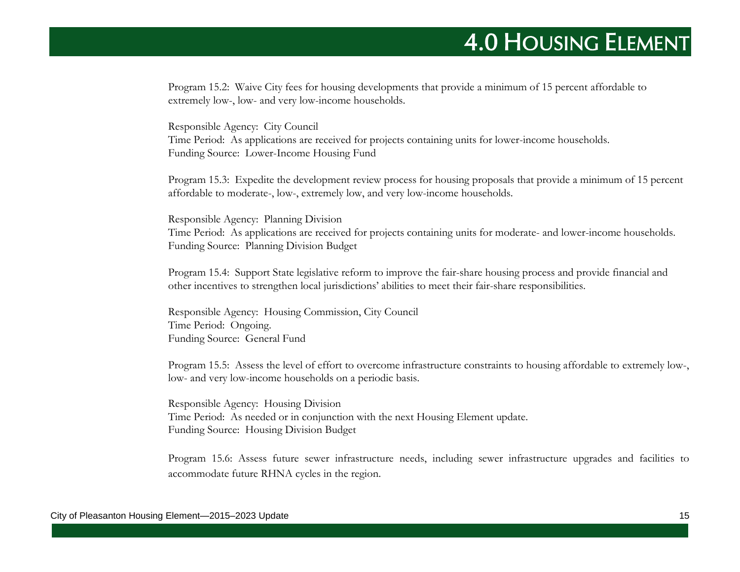Program 15.2: Waive City fees for housing developments that provide a minimum of 15 percent affordable to extremely low-, low- and very low-income households.

Responsible Agency: City Council
Time Period: As applications are received for projects containing units for lower-income households.
Funding Source: Lower-Income Housing Fund

Program 15.3: Expedite the development review process for housing proposals that provide a minimum of 15 percent affordable to moderate-, low-, extremely low, and very low-income households.

Responsible Agency: Planning Division
Time Period: As applications are received for projects containing units for moderate- and lower-income households.
Funding Source: Planning Division Budget

Program 15.4: Support State legislative reform to improve the fair-share housing process and provide financial and other incentives to strengthen local jurisdictions' abilities to meet their fair-share responsibilities.

Responsible Agency: Housing Commission, City Council
Time Period: Ongoing.
Funding Source: General Fund

Program 15.5: Assess the level of effort to overcome infrastructure constraints to housing affordable to extremely low-, low- and very low-income households on a periodic basis.

Responsible Agency: Housing Division
Time Period: As needed or in conjunction with the next Housing Element update.
Funding Source: Housing Division Budget

Program 15.6: Assess future sewer infrastructure needs, including sewer infrastructure upgrades and facilities to accommodate future RHNA cycles in the region.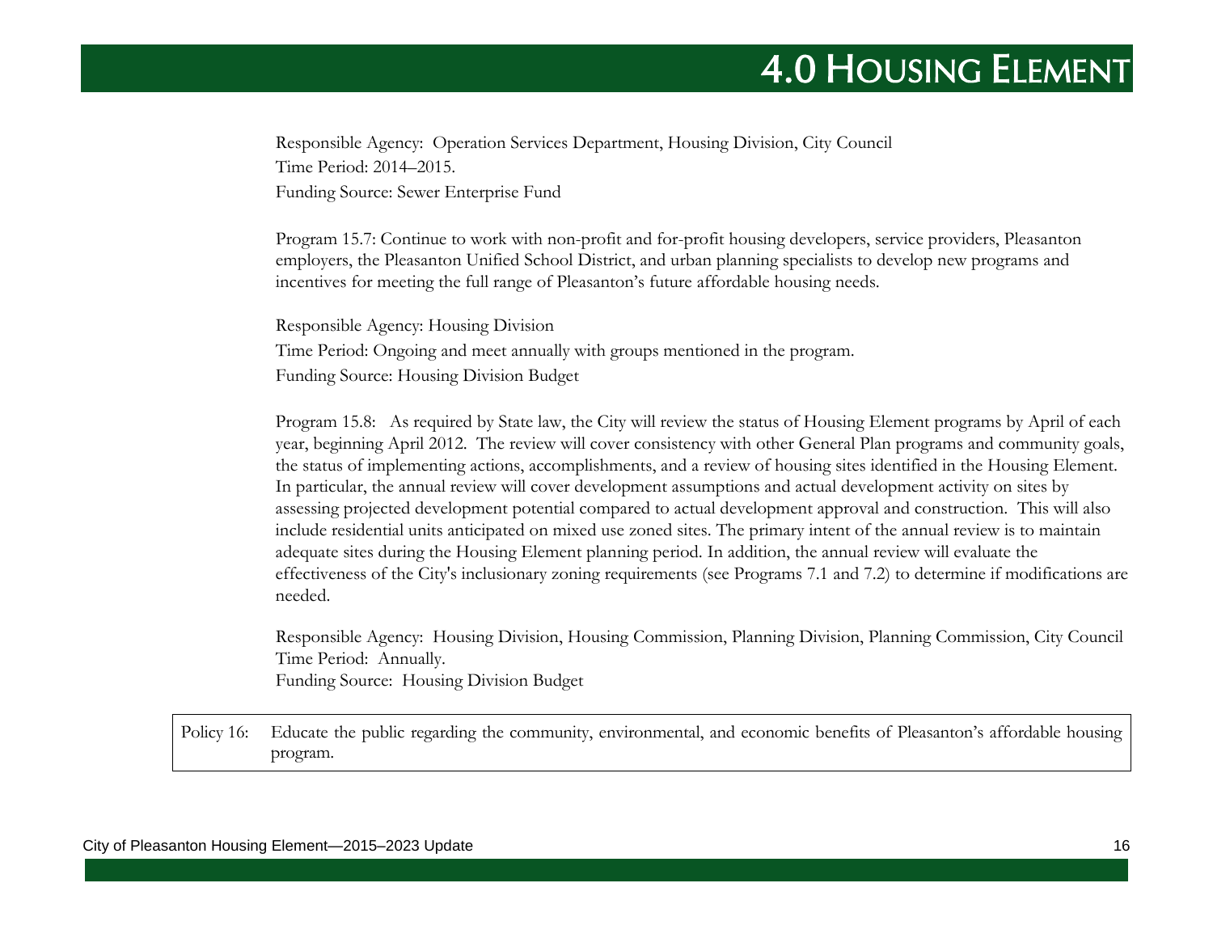Responsible Agency: Operation Services Department, Housing Division, City Council
Time Period: 2014–2015.
Funding Source: Sewer Enterprise Fund

Program 15.7: Continue to work with non-profit and for-profit housing developers, service providers, Pleasanton employers, the Pleasanton Unified School District, and urban planning specialists to develop new programs and incentives for meeting the full range of Pleasanton's future affordable housing needs.

Responsible Agency: Housing Division
Time Period: Ongoing and meet annually with groups mentioned in the program.
Funding Source: Housing Division Budget

Program 15.8: As required by State law, the City will review the status of Housing Element programs by April of each year, beginning April 2012. The review will cover consistency with other General Plan programs and community goals, the status of implementing actions, accomplishments, and a review of housing sites identified in the Housing Element. In particular, the annual review will cover development assumptions and actual development activity on sites by assessing projected development potential compared to actual development approval and construction. This will also include residential units anticipated on mixed use zoned sites. The primary intent of the annual review is to maintain adequate sites during the Housing Element planning period. In addition, the annual review will evaluate the effectiveness of the City's inclusionary zoning requirements (see Programs 7.1 and 7.2) to determine if modifications are needed.

Responsible Agency: Housing Division, Housing Commission, Planning Division, Planning Commission, City Council
Time Period: Annually.
Funding Source: Housing Division Budget

| Policy 16: | Educate the public regarding the community, environmental, and economic benefits of Pleasanton's affordable housing program. |
|---|---|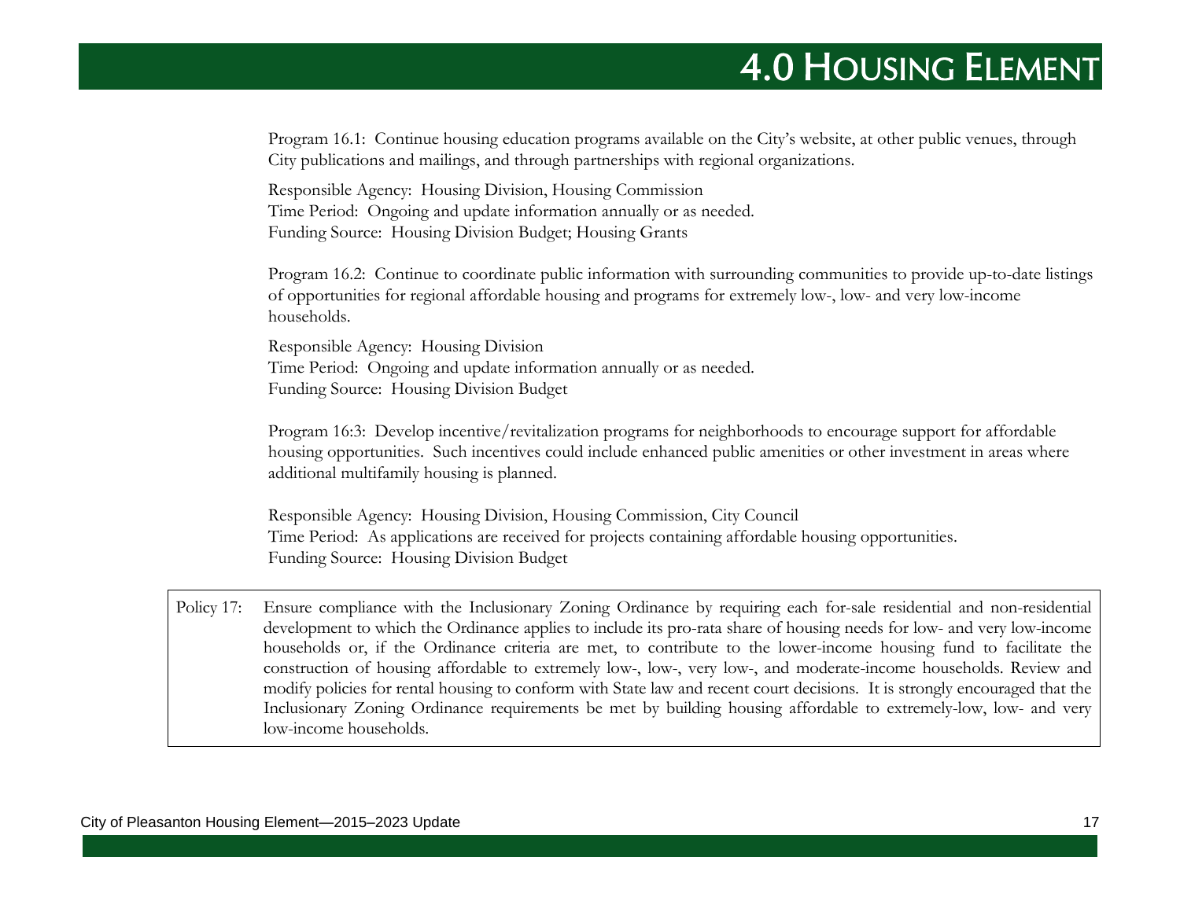Program 16.1: Continue housing education programs available on the City's website, at other public venues, through City publications and mailings, and through partnerships with regional organizations.

Responsible Agency: Housing Division, Housing Commission
Time Period: Ongoing and update information annually or as needed.
Funding Source: Housing Division Budget; Housing Grants

Program 16.2: Continue to coordinate public information with surrounding communities to provide up-to-date listings of opportunities for regional affordable housing and programs for extremely low-, low- and very low-income households.

Responsible Agency: Housing Division
Time Period: Ongoing and update information annually or as needed.
Funding Source: Housing Division Budget

Program 16:3: Develop incentive/revitalization programs for neighborhoods to encourage support for affordable housing opportunities. Such incentives could include enhanced public amenities or other investment in areas where additional multifamily housing is planned.

Responsible Agency: Housing Division, Housing Commission, City Council
Time Period: As applications are received for projects containing affordable housing opportunities.
Funding Source: Housing Division Budget

Policy 17: Ensure compliance with the Inclusionary Zoning Ordinance by requiring each for-sale residential and non-residential development to which the Ordinance applies to include its pro-rata share of housing needs for low- and very low-income households or, if the Ordinance criteria are met, to contribute to the lower-income housing fund to facilitate the construction of housing affordable to extremely low-, low-, very low-, and moderate-income households. Review and modify policies for rental housing to conform with State law and recent court decisions. It is strongly encouraged that the Inclusionary Zoning Ordinance requirements be met by building housing affordable to extremely-low, low- and very low-income households.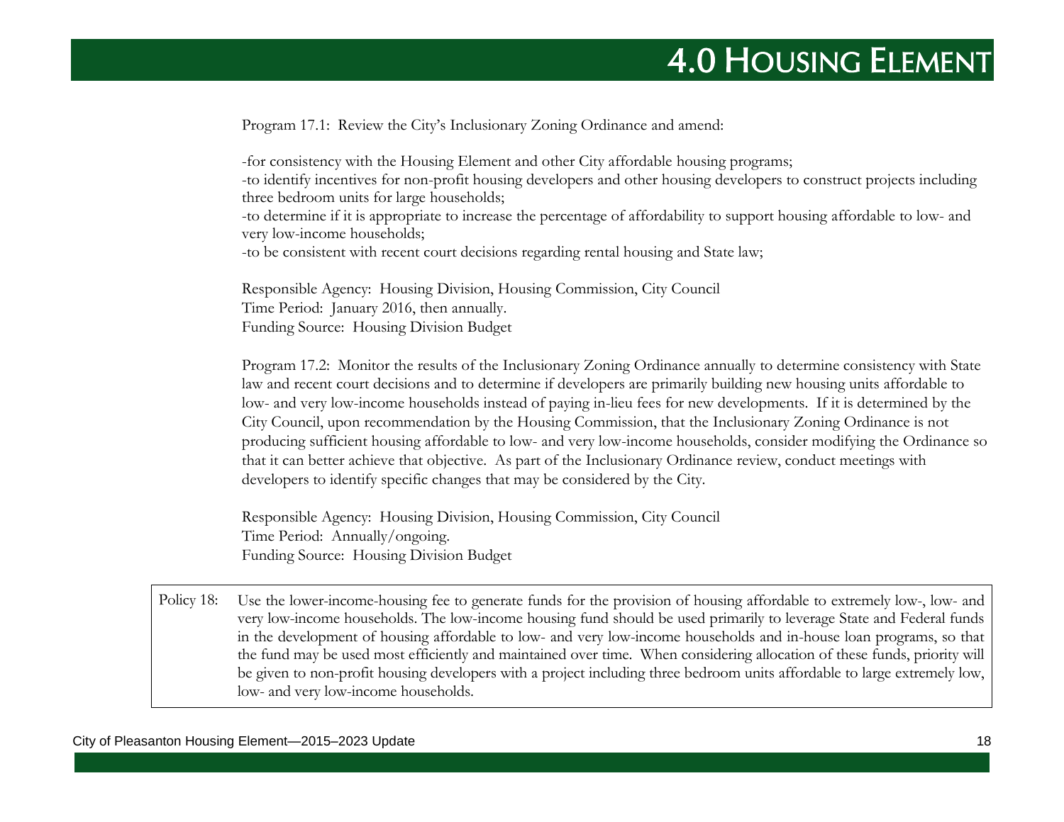Program 17.1: Review the City's Inclusionary Zoning Ordinance and amend:

-for consistency with the Housing Element and other City affordable housing programs;
-to identify incentives for non-profit housing developers and other housing developers to construct projects including three bedroom units for large households;
-to determine if it is appropriate to increase the percentage of affordability to support housing affordable to low- and very low-income households;
-to be consistent with recent court decisions regarding rental housing and State law;

Responsible Agency: Housing Division, Housing Commission, City Council
Time Period: January 2016, then annually.
Funding Source: Housing Division Budget

Program 17.2: Monitor the results of the Inclusionary Zoning Ordinance annually to determine consistency with State law and recent court decisions and to determine if developers are primarily building new housing units affordable to low- and very low-income households instead of paying in-lieu fees for new developments. If it is determined by the City Council, upon recommendation by the Housing Commission, that the Inclusionary Zoning Ordinance is not producing sufficient housing affordable to low- and very low-income households, consider modifying the Ordinance so that it can better achieve that objective. As part of the Inclusionary Ordinance review, conduct meetings with developers to identify specific changes that may be considered by the City.

Responsible Agency: Housing Division, Housing Commission, City Council
Time Period: Annually/ongoing.
Funding Source: Housing Division Budget

Policy 18: Use the lower-income-housing fee to generate funds for the provision of housing affordable to extremely low-, low- and very low-income households. The low-income housing fund should be used primarily to leverage State and Federal funds in the development of housing affordable to low- and very low-income households and in-house loan programs, so that the fund may be used most efficiently and maintained over time. When considering allocation of these funds, priority will be given to non-profit housing developers with a project including three bedroom units affordable to large extremely low, low- and very low-income households.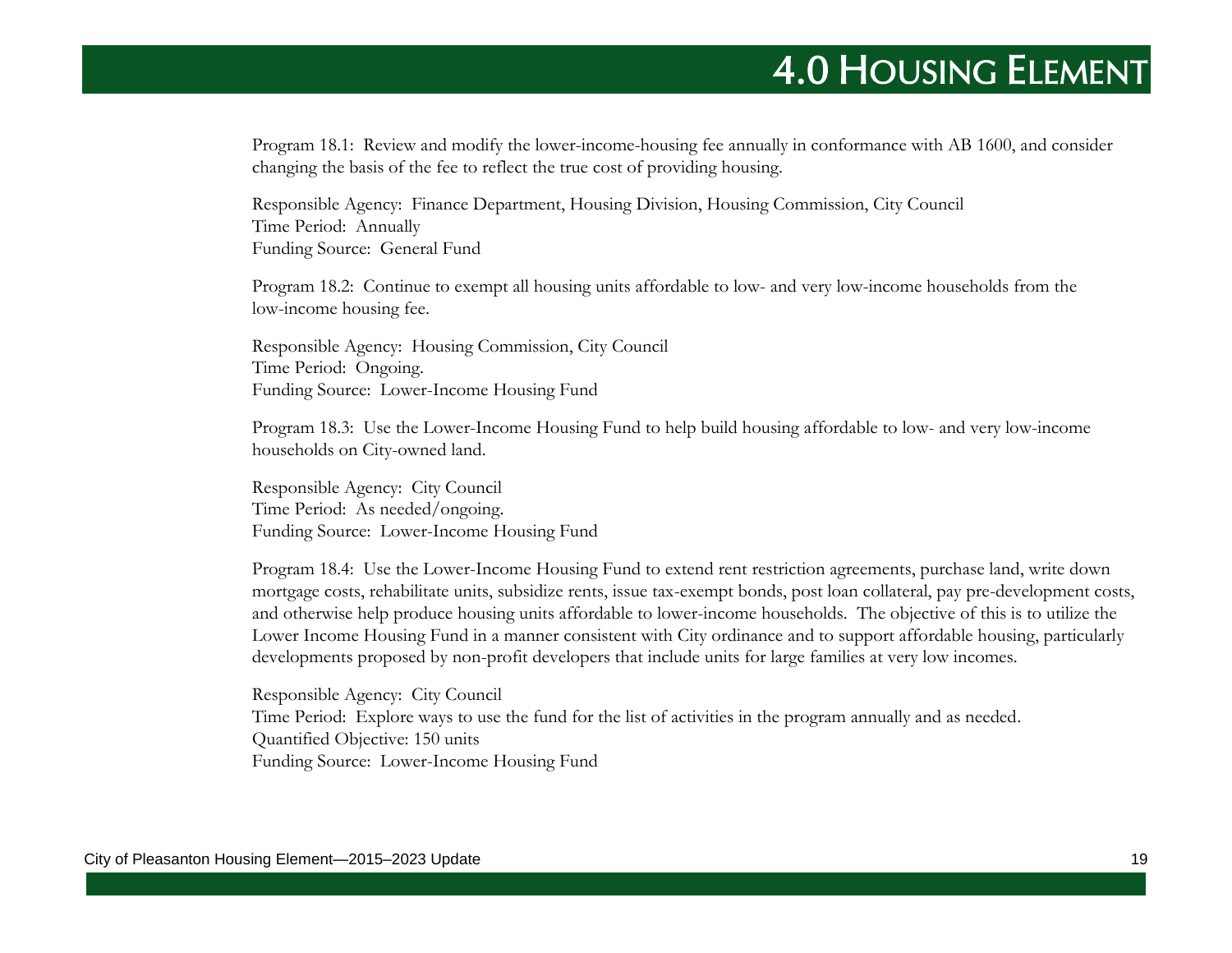Program 18.1: Review and modify the lower-income-housing fee annually in conformance with AB 1600, and consider changing the basis of the fee to reflect the true cost of providing housing.

Responsible Agency: Finance Department, Housing Division, Housing Commission, City Council
Time Period: Annually
Funding Source: General Fund

Program 18.2: Continue to exempt all housing units affordable to low- and very low-income households from the low-income housing fee.

Responsible Agency: Housing Commission, City Council
Time Period: Ongoing.
Funding Source: Lower-Income Housing Fund

Program 18.3: Use the Lower-Income Housing Fund to help build housing affordable to low- and very low-income households on City-owned land.

Responsible Agency: City Council
Time Period: As needed/ongoing.
Funding Source: Lower-Income Housing Fund

Program 18.4: Use the Lower-Income Housing Fund to extend rent restriction agreements, purchase land, write down mortgage costs, rehabilitate units, subsidize rents, issue tax-exempt bonds, post loan collateral, pay pre-development costs, and otherwise help produce housing units affordable to lower-income households. The objective of this is to utilize the Lower Income Housing Fund in a manner consistent with City ordinance and to support affordable housing, particularly developments proposed by non-profit developers that include units for large families at very low incomes.

Responsible Agency: City Council
Time Period: Explore ways to use the fund for the list of activities in the program annually and as needed.
Quantified Objective: 150 units
Funding Source: Lower-Income Housing Fund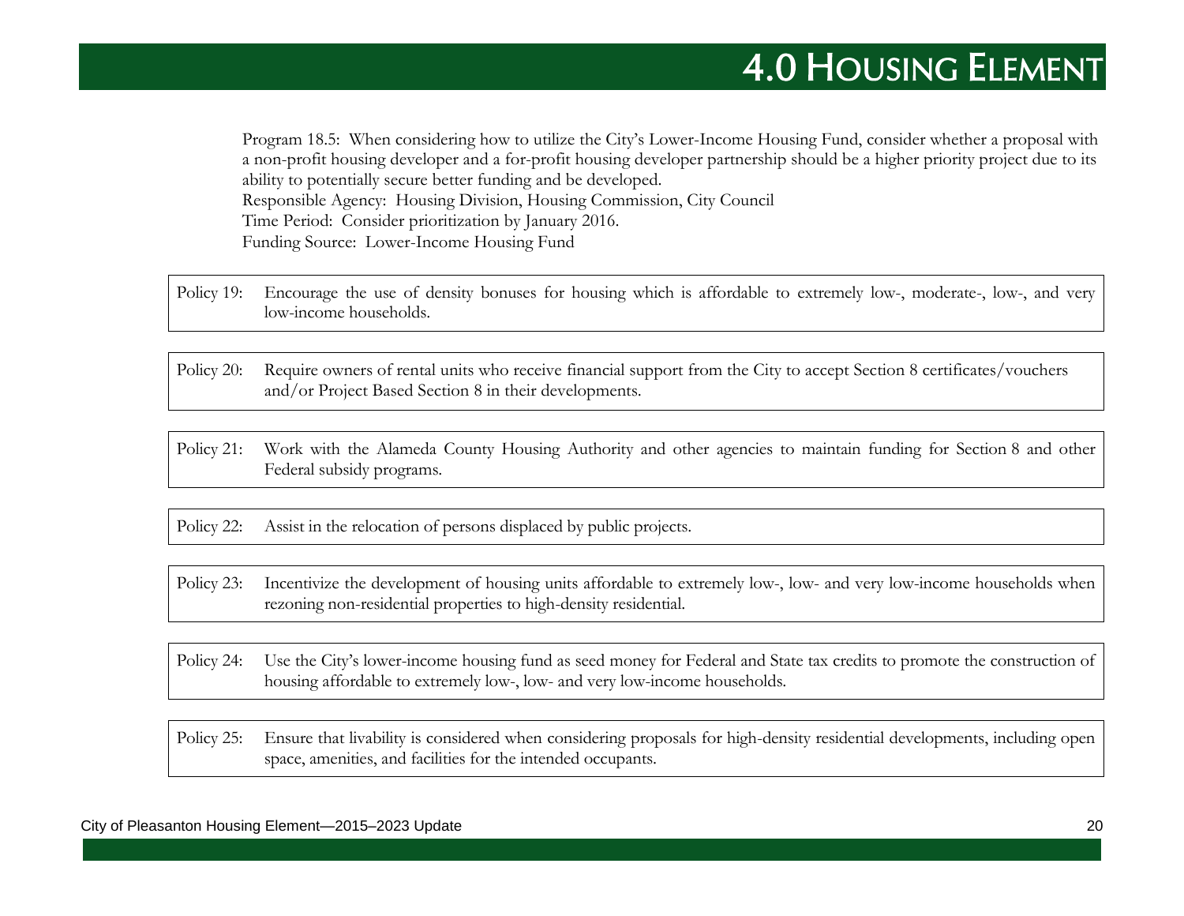Program 18.5: When considering how to utilize the City's Lower-Income Housing Fund, consider whether a proposal with a non-profit housing developer and a for-profit housing developer partnership should be a higher priority project due to its ability to potentially secure better funding and be developed.
Responsible Agency: Housing Division, Housing Commission, City Council
Time Period: Consider prioritization by January 2016.
Funding Source: Lower-Income Housing Fund

Policy 19: Encourage the use of density bonuses for housing which is affordable to extremely low-, moderate-, low-, and very low-income households.

Policy 20: Require owners of rental units who receive financial support from the City to accept Section 8 certificates/vouchers and/or Project Based Section 8 in their developments.

Policy 21: Work with the Alameda County Housing Authority and other agencies to maintain funding for Section 8 and other Federal subsidy programs.

Policy 22: Assist in the relocation of persons displaced by public projects.

Policy 23: Incentivize the development of housing units affordable to extremely low-, low- and very low-income households when rezoning non-residential properties to high-density residential.

Policy 24: Use the City's lower-income housing fund as seed money for Federal and State tax credits to promote the construction of housing affordable to extremely low-, low- and very low-income households.

Policy 25: Ensure that livability is considered when considering proposals for high-density residential developments, including open space, amenities, and facilities for the intended occupants.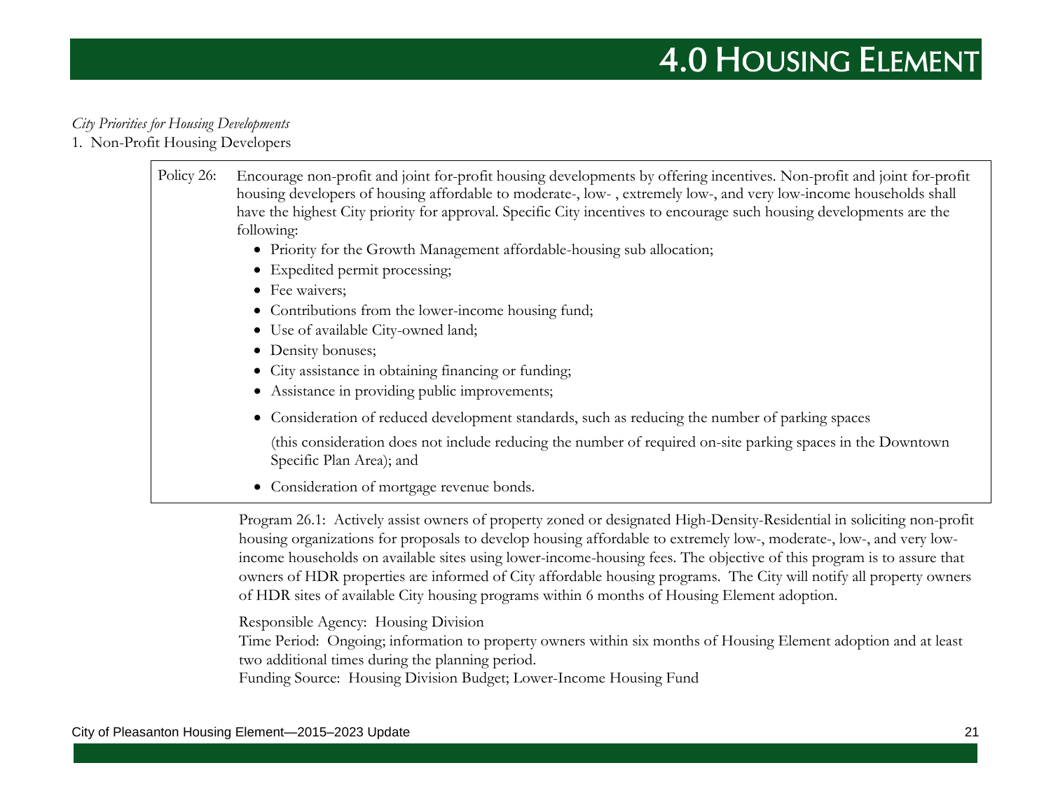*City Priorities for Housing Developments*

1. Non-Profit Housing Developers

Policy 26: Encourage non-profit and joint for-profit housing developments by offering incentives. Non-profit and joint for-profit housing developers of housing affordable to moderate-, low- , extremely low-, and very low-income households shall have the highest City priority for approval. Specific City incentives to encourage such housing developments are the following:

- Priority for the Growth Management affordable-housing sub allocation;
- Expedited permit processing;
- Fee waivers;
- Contributions from the lower-income housing fund;
- Use of available City-owned land;
- Density bonuses;
- City assistance in obtaining financing or funding;
- Assistance in providing public improvements;
- Consideration of reduced development standards, such as reducing the number of parking spaces

  (this consideration does not include reducing the number of required on-site parking spaces in the Downtown Specific Plan Area); and

- Consideration of mortgage revenue bonds.

Program 26.1: Actively assist owners of property zoned or designated High-Density-Residential in soliciting non-profit housing organizations for proposals to develop housing affordable to extremely low-, moderate-, low-, and very low-income households on available sites using lower-income-housing fees. The objective of this program is to assure that owners of HDR properties are informed of City affordable housing programs. The City will notify all property owners of HDR sites of available City housing programs within 6 months of Housing Element adoption.

Responsible Agency: Housing Division  
Time Period: Ongoing; information to property owners within six months of Housing Element adoption and at least two additional times during the planning period.  
Funding Source: Housing Division Budget; Lower-Income Housing Fund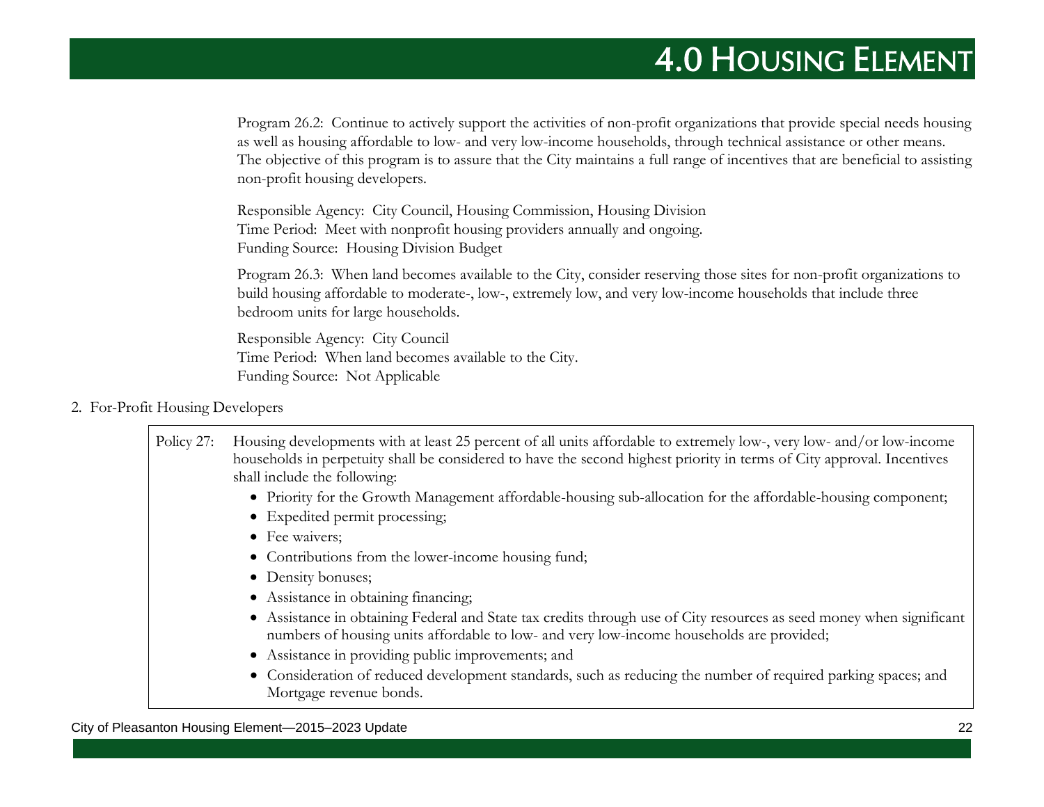Program 26.2: Continue to actively support the activities of non-profit organizations that provide special needs housing as well as housing affordable to low- and very low-income households, through technical assistance or other means. The objective of this program is to assure that the City maintains a full range of incentives that are beneficial to assisting non-profit housing developers.

Responsible Agency: City Council, Housing Commission, Housing Division
Time Period: Meet with nonprofit housing providers annually and ongoing.
Funding Source: Housing Division Budget

Program 26.3: When land becomes available to the City, consider reserving those sites for non-profit organizations to build housing affordable to moderate-, low-, extremely low, and very low-income households that include three bedroom units for large households.

Responsible Agency: City Council
Time Period: When land becomes available to the City.
Funding Source: Not Applicable

2. For-Profit Housing Developers

Policy 27: Housing developments with at least 25 percent of all units affordable to extremely low-, very low- and/or low-income households in perpetuity shall be considered to have the second highest priority in terms of City approval. Incentives shall include the following:

- Priority for the Growth Management affordable-housing sub-allocation for the affordable-housing component;
- Expedited permit processing;
- Fee waivers;
- Contributions from the lower-income housing fund;
- Density bonuses;
- Assistance in obtaining financing;
- Assistance in obtaining Federal and State tax credits through use of City resources as seed money when significant numbers of housing units affordable to low- and very low-income households are provided;
- Assistance in providing public improvements; and
- Consideration of reduced development standards, such as reducing the number of required parking spaces; and Mortgage revenue bonds.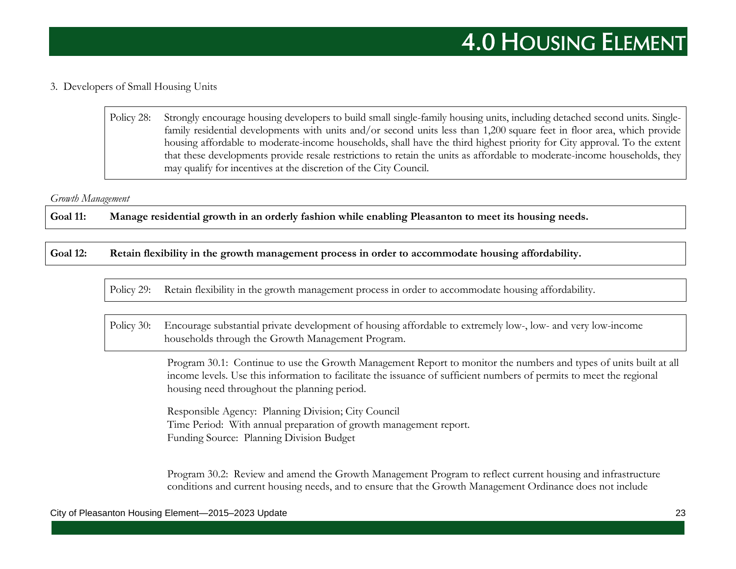3. Developers of Small Housing Units

Policy 28: Strongly encourage housing developers to build small single-family housing units, including detached second units. Single-family residential developments with units and/or second units less than 1,200 square feet in floor area, which provide housing affordable to moderate-income households, shall have the third highest priority for City approval. To the extent that these developments provide resale restrictions to retain the units as affordable to moderate-income households, they may qualify for incentives at the discretion of the City Council.

*Growth Management*

**Goal 11: Manage residential growth in an orderly fashion while enabling Pleasanton to meet its housing needs.**

**Goal 12: Retain flexibility in the growth management process in order to accommodate housing affordability.**

Policy 29: Retain flexibility in the growth management process in order to accommodate housing affordability.

Policy 30: Encourage substantial private development of housing affordable to extremely low-, low- and very low-income households through the Growth Management Program.

Program 30.1: Continue to use the Growth Management Report to monitor the numbers and types of units built at all income levels. Use this information to facilitate the issuance of sufficient numbers of permits to meet the regional housing need throughout the planning period.

Responsible Agency: Planning Division; City Council
Time Period: With annual preparation of growth management report.
Funding Source: Planning Division Budget

Program 30.2: Review and amend the Growth Management Program to reflect current housing and infrastructure conditions and current housing needs, and to ensure that the Growth Management Ordinance does not include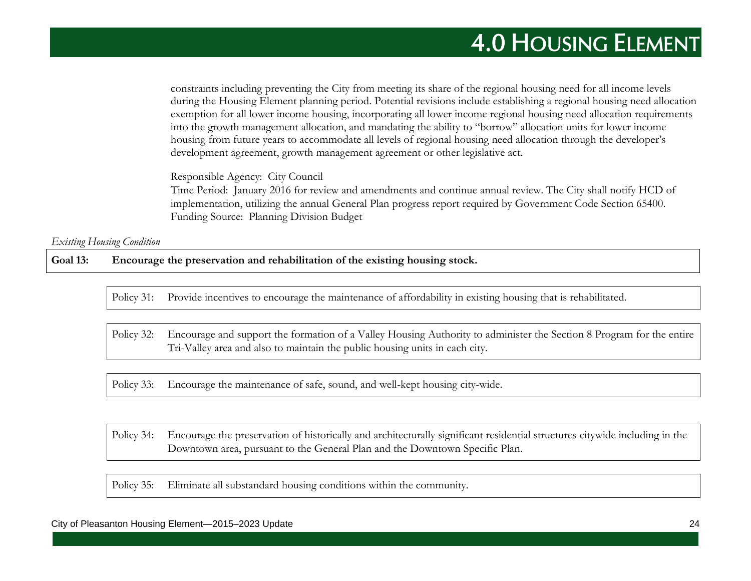constraints including preventing the City from meeting its share of the regional housing need for all income levels during the Housing Element planning period. Potential revisions include establishing a regional housing need allocation exemption for all lower income housing, incorporating all lower income regional housing need allocation requirements into the growth management allocation, and mandating the ability to "borrow" allocation units for lower income housing from future years to accommodate all levels of regional housing need allocation through the developer's development agreement, growth management agreement or other legislative act.

Responsible Agency: City Council
Time Period: January 2016 for review and amendments and continue annual review. The City shall notify HCD of implementation, utilizing the annual General Plan progress report required by Government Code Section 65400.
Funding Source: Planning Division Budget

*Existing Housing Condition*

**Goal 13: Encourage the preservation and rehabilitation of the existing housing stock.**

Policy 31: Provide incentives to encourage the maintenance of affordability in existing housing that is rehabilitated.

Policy 32: Encourage and support the formation of a Valley Housing Authority to administer the Section 8 Program for the entire Tri-Valley area and also to maintain the public housing units in each city.

Policy 33: Encourage the maintenance of safe, sound, and well-kept housing city-wide.

Policy 34: Encourage the preservation of historically and architecturally significant residential structures citywide including in the Downtown area, pursuant to the General Plan and the Downtown Specific Plan.

Policy 35: Eliminate all substandard housing conditions within the community.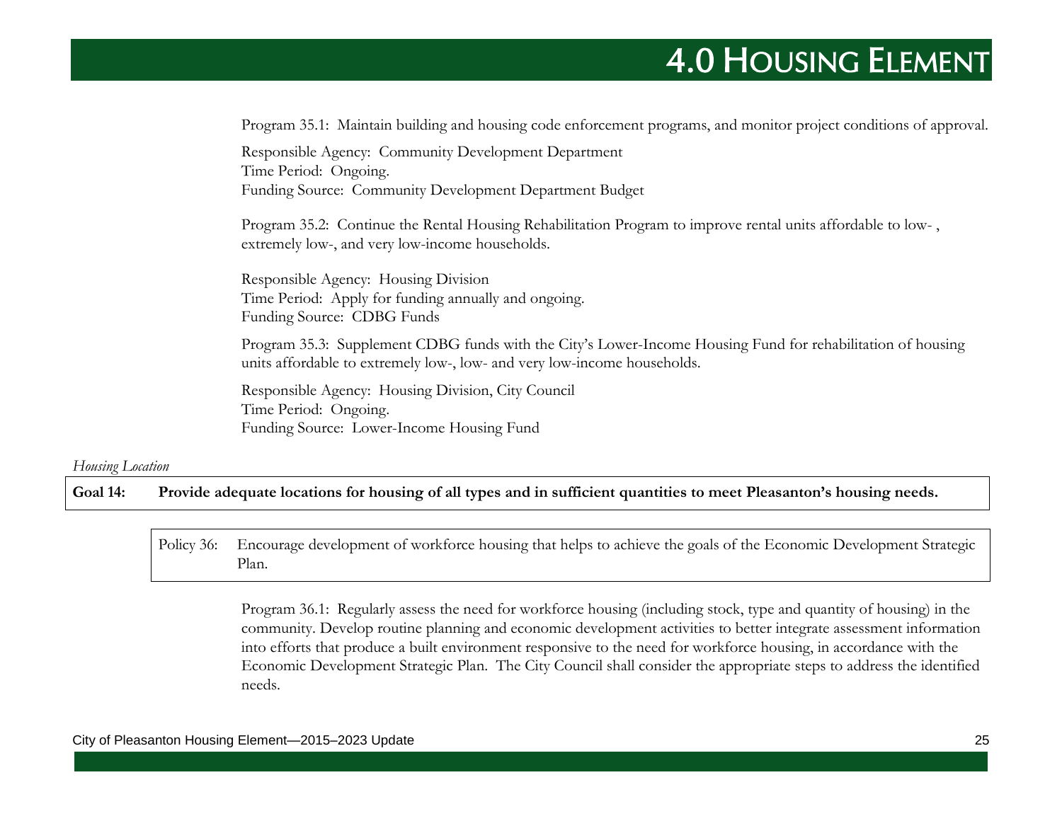Program 35.1: Maintain building and housing code enforcement programs, and monitor project conditions of approval.

Responsible Agency: Community Development Department
Time Period: Ongoing.
Funding Source: Community Development Department Budget

Program 35.2: Continue the Rental Housing Rehabilitation Program to improve rental units affordable to low- , extremely low-, and very low-income households.

Responsible Agency: Housing Division
Time Period: Apply for funding annually and ongoing.
Funding Source: CDBG Funds

Program 35.3: Supplement CDBG funds with the City's Lower-Income Housing Fund for rehabilitation of housing units affordable to extremely low-, low- and very low-income households.

Responsible Agency: Housing Division, City Council
Time Period: Ongoing.
Funding Source: Lower-Income Housing Fund

*Housing Location*

**Goal 14: Provide adequate locations for housing of all types and in sufficient quantities to meet Pleasanton's housing needs.**

Policy 36: Encourage development of workforce housing that helps to achieve the goals of the Economic Development Strategic Plan.

Program 36.1: Regularly assess the need for workforce housing (including stock, type and quantity of housing) in the community. Develop routine planning and economic development activities to better integrate assessment information into efforts that produce a built environment responsive to the need for workforce housing, in accordance with the Economic Development Strategic Plan. The City Council shall consider the appropriate steps to address the identified needs.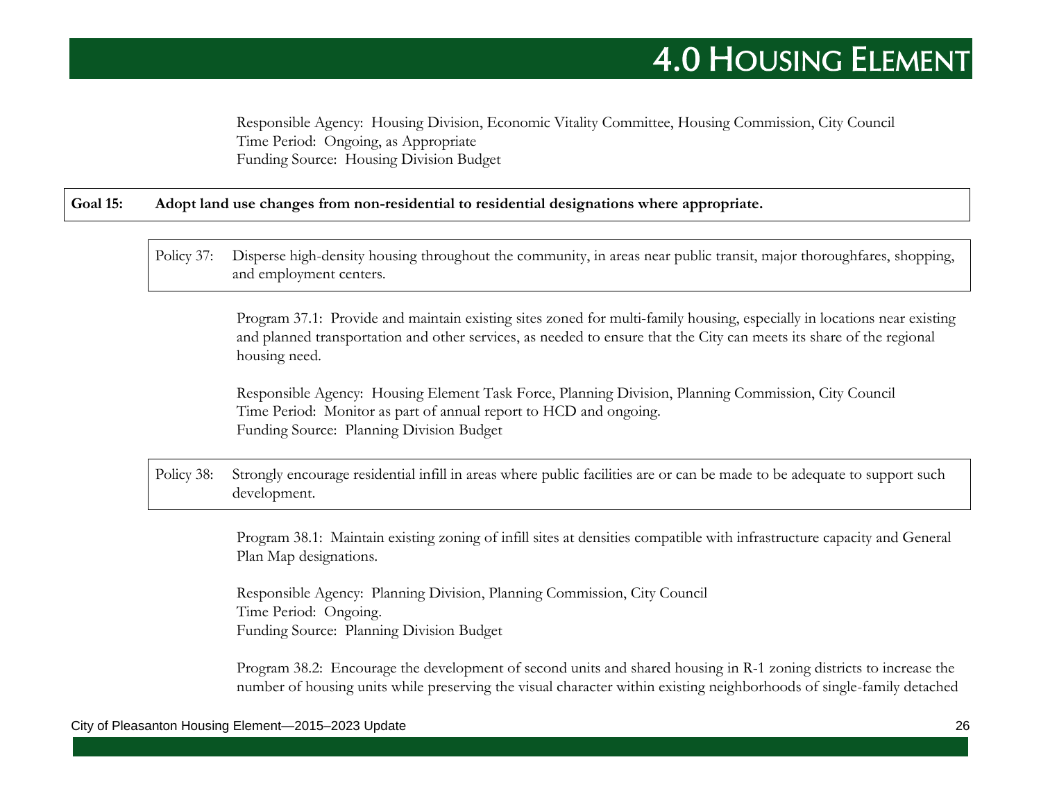Responsible Agency: Housing Division, Economic Vitality Committee, Housing Commission, City Council
Time Period: Ongoing, as Appropriate
Funding Source: Housing Division Budget

**Goal 15: Adopt land use changes from non-residential to residential designations where appropriate.**

Policy 37: Disperse high-density housing throughout the community, in areas near public transit, major thoroughfares, shopping, and employment centers.

Program 37.1: Provide and maintain existing sites zoned for multi-family housing, especially in locations near existing and planned transportation and other services, as needed to ensure that the City can meets its share of the regional housing need.

Responsible Agency: Housing Element Task Force, Planning Division, Planning Commission, City Council
Time Period: Monitor as part of annual report to HCD and ongoing.
Funding Source: Planning Division Budget

Policy 38: Strongly encourage residential infill in areas where public facilities are or can be made to be adequate to support such development.

Program 38.1: Maintain existing zoning of infill sites at densities compatible with infrastructure capacity and General Plan Map designations.

Responsible Agency: Planning Division, Planning Commission, City Council
Time Period: Ongoing.
Funding Source: Planning Division Budget

Program 38.2: Encourage the development of second units and shared housing in R-1 zoning districts to increase the number of housing units while preserving the visual character within existing neighborhoods of single-family detached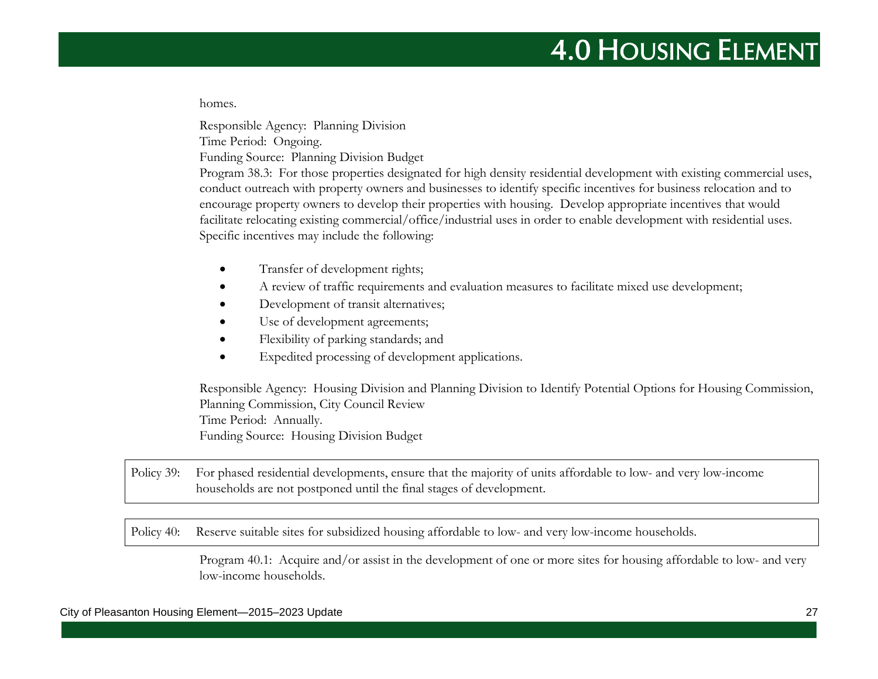homes.

Responsible Agency: Planning Division
Time Period: Ongoing.
Funding Source: Planning Division Budget
Program 38.3: For those properties designated for high density residential development with existing commercial uses, conduct outreach with property owners and businesses to identify specific incentives for business relocation and to encourage property owners to develop their properties with housing. Develop appropriate incentives that would facilitate relocating existing commercial/office/industrial uses in order to enable development with residential uses. Specific incentives may include the following:

- Transfer of development rights;
- A review of traffic requirements and evaluation measures to facilitate mixed use development;
- Development of transit alternatives;
- Use of development agreements;
- Flexibility of parking standards; and
- Expedited processing of development applications.

Responsible Agency: Housing Division and Planning Division to Identify Potential Options for Housing Commission, Planning Commission, City Council Review
Time Period: Annually.
Funding Source: Housing Division Budget

| Policy 39: | For phased residential developments, ensure that the majority of units affordable to low- and very low-income households are not postponed until the final stages of development. |
|---|---|

| Policy 40: | Reserve suitable sites for subsidized housing affordable to low- and very low-income households. |
|---|---|

Program 40.1: Acquire and/or assist in the development of one or more sites for housing affordable to low- and very low-income households.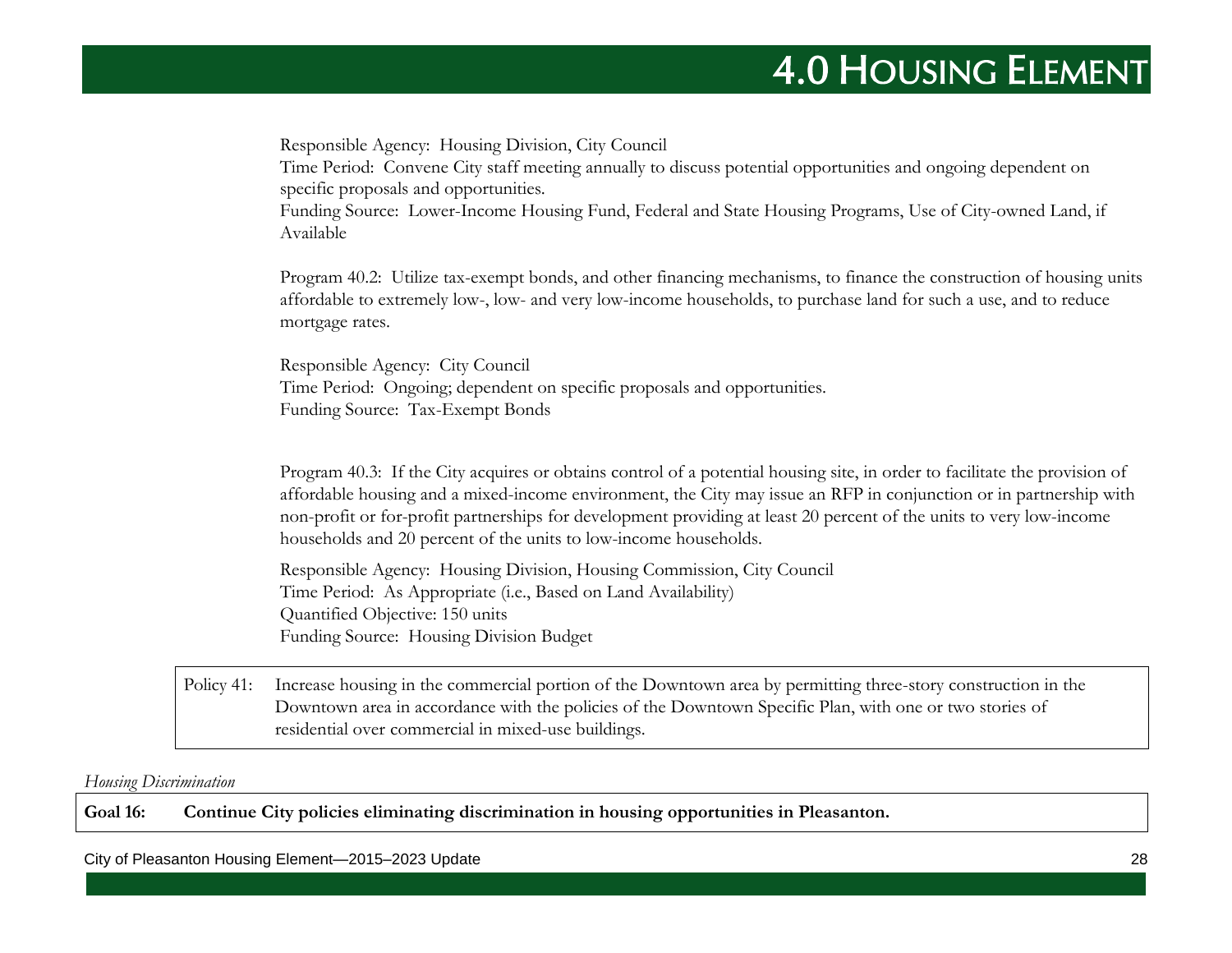Responsible Agency: Housing Division, City Council
Time Period: Convene City staff meeting annually to discuss potential opportunities and ongoing dependent on specific proposals and opportunities.
Funding Source: Lower-Income Housing Fund, Federal and State Housing Programs, Use of City-owned Land, if Available

Program 40.2: Utilize tax-exempt bonds, and other financing mechanisms, to finance the construction of housing units affordable to extremely low-, low- and very low-income households, to purchase land for such a use, and to reduce mortgage rates.

Responsible Agency: City Council
Time Period: Ongoing; dependent on specific proposals and opportunities.
Funding Source: Tax-Exempt Bonds

Program 40.3: If the City acquires or obtains control of a potential housing site, in order to facilitate the provision of affordable housing and a mixed-income environment, the City may issue an RFP in conjunction or in partnership with non-profit or for-profit partnerships for development providing at least 20 percent of the units to very low-income households and 20 percent of the units to low-income households.

Responsible Agency: Housing Division, Housing Commission, City Council
Time Period: As Appropriate (i.e., Based on Land Availability)
Quantified Objective: 150 units
Funding Source: Housing Division Budget

Policy 41: Increase housing in the commercial portion of the Downtown area by permitting three-story construction in the Downtown area in accordance with the policies of the Downtown Specific Plan, with one or two stories of residential over commercial in mixed-use buildings.

*Housing Discrimination*

**Goal 16: Continue City policies eliminating discrimination in housing opportunities in Pleasanton.**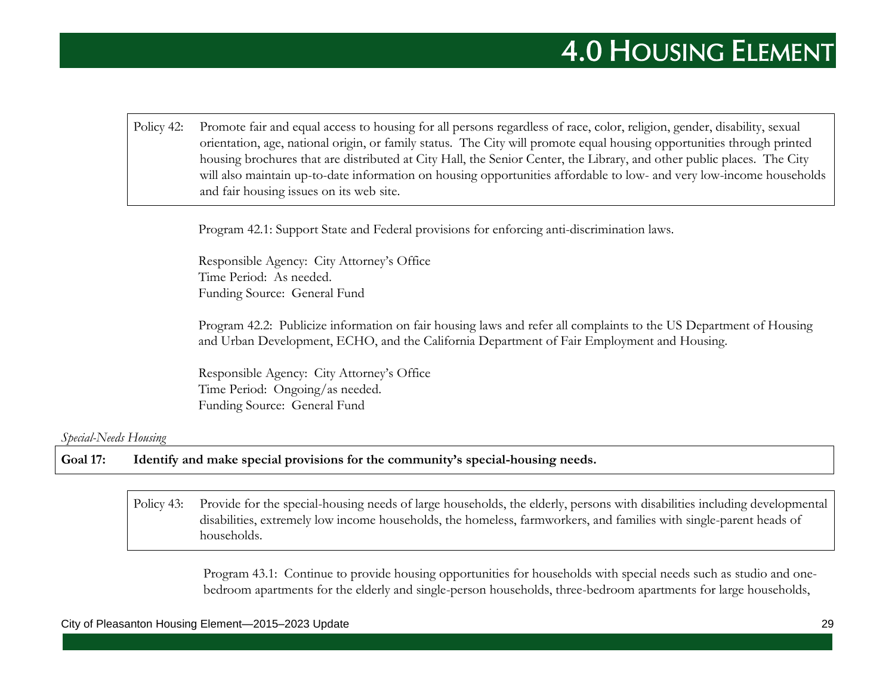Policy 42: Promote fair and equal access to housing for all persons regardless of race, color, religion, gender, disability, sexual orientation, age, national origin, or family status. The City will promote equal housing opportunities through printed housing brochures that are distributed at City Hall, the Senior Center, the Library, and other public places. The City will also maintain up-to-date information on housing opportunities affordable to low- and very low-income households and fair housing issues on its web site.

Program 42.1: Support State and Federal provisions for enforcing anti-discrimination laws.

Responsible Agency: City Attorney's Office
Time Period: As needed.
Funding Source: General Fund

Program 42.2: Publicize information on fair housing laws and refer all complaints to the US Department of Housing and Urban Development, ECHO, and the California Department of Fair Employment and Housing.

Responsible Agency: City Attorney's Office
Time Period: Ongoing/as needed.
Funding Source: General Fund

*Special-Needs Housing*

**Goal 17: Identify and make special provisions for the community's special-housing needs.**

Policy 43: Provide for the special-housing needs of large households, the elderly, persons with disabilities including developmental disabilities, extremely low income households, the homeless, farmworkers, and families with single-parent heads of households.

Program 43.1: Continue to provide housing opportunities for households with special needs such as studio and one-bedroom apartments for the elderly and single-person households, three-bedroom apartments for large households,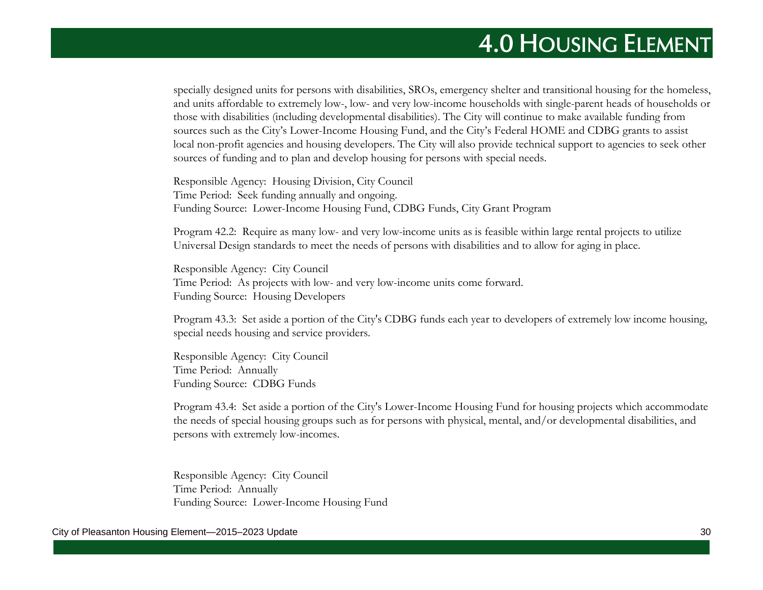specially designed units for persons with disabilities, SROs, emergency shelter and transitional housing for the homeless, and units affordable to extremely low-, low- and very low-income households with single-parent heads of households or those with disabilities (including developmental disabilities). The City will continue to make available funding from sources such as the City's Lower-Income Housing Fund, and the City's Federal HOME and CDBG grants to assist local non-profit agencies and housing developers. The City will also provide technical support to agencies to seek other sources of funding and to plan and develop housing for persons with special needs.

Responsible Agency: Housing Division, City Council
Time Period: Seek funding annually and ongoing.
Funding Source: Lower-Income Housing Fund, CDBG Funds, City Grant Program

Program 42.2: Require as many low- and very low-income units as is feasible within large rental projects to utilize Universal Design standards to meet the needs of persons with disabilities and to allow for aging in place.

Responsible Agency: City Council
Time Period: As projects with low- and very low-income units come forward.
Funding Source: Housing Developers

Program 43.3: Set aside a portion of the City's CDBG funds each year to developers of extremely low income housing, special needs housing and service providers.

Responsible Agency: City Council
Time Period: Annually
Funding Source: CDBG Funds

Program 43.4: Set aside a portion of the City's Lower-Income Housing Fund for housing projects which accommodate the needs of special housing groups such as for persons with physical, mental, and/or developmental disabilities, and persons with extremely low-incomes.

Responsible Agency: City Council
Time Period: Annually
Funding Source: Lower-Income Housing Fund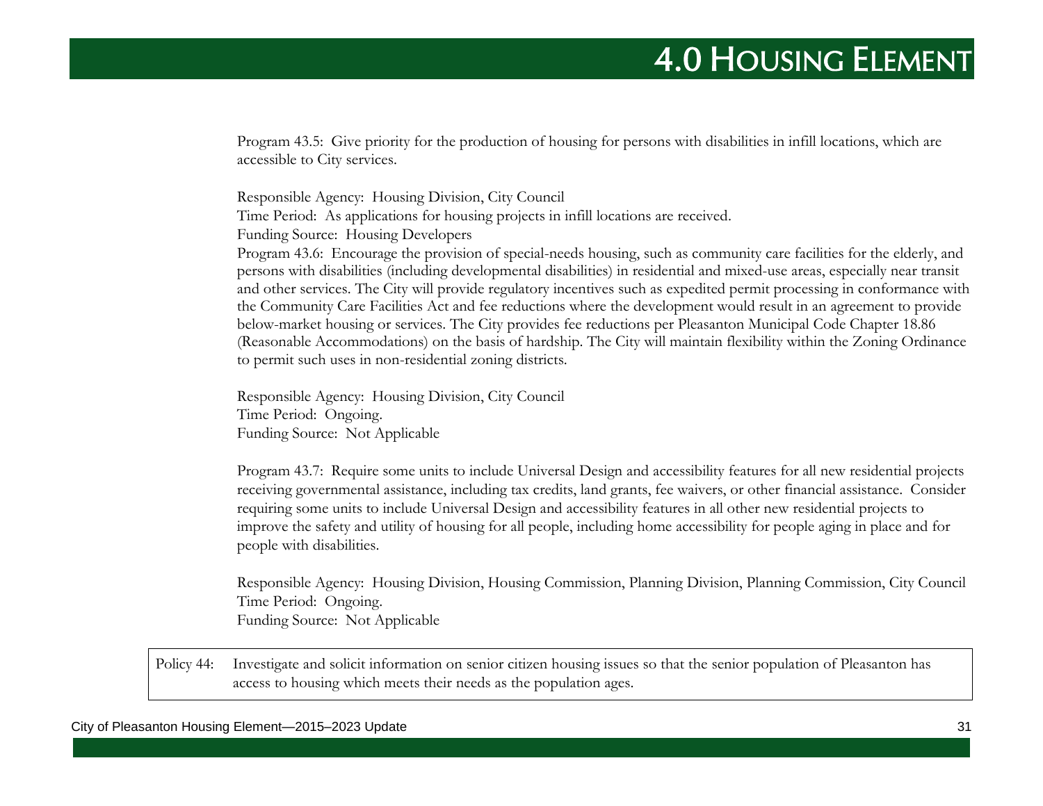Program 43.5: Give priority for the production of housing for persons with disabilities in infill locations, which are accessible to City services.

Responsible Agency: Housing Division, City Council
Time Period: As applications for housing projects in infill locations are received.
Funding Source: Housing Developers

Program 43.6: Encourage the provision of special-needs housing, such as community care facilities for the elderly, and persons with disabilities (including developmental disabilities) in residential and mixed-use areas, especially near transit and other services. The City will provide regulatory incentives such as expedited permit processing in conformance with the Community Care Facilities Act and fee reductions where the development would result in an agreement to provide below-market housing or services. The City provides fee reductions per Pleasanton Municipal Code Chapter 18.86 (Reasonable Accommodations) on the basis of hardship. The City will maintain flexibility within the Zoning Ordinance to permit such uses in non-residential zoning districts.

Responsible Agency: Housing Division, City Council
Time Period: Ongoing.
Funding Source: Not Applicable

Program 43.7: Require some units to include Universal Design and accessibility features for all new residential projects receiving governmental assistance, including tax credits, land grants, fee waivers, or other financial assistance. Consider requiring some units to include Universal Design and accessibility features in all other new residential projects to improve the safety and utility of housing for all people, including home accessibility for people aging in place and for people with disabilities.

Responsible Agency: Housing Division, Housing Commission, Planning Division, Planning Commission, City Council
Time Period: Ongoing.
Funding Source: Not Applicable

Policy 44: Investigate and solicit information on senior citizen housing issues so that the senior population of Pleasanton has access to housing which meets their needs as the population ages.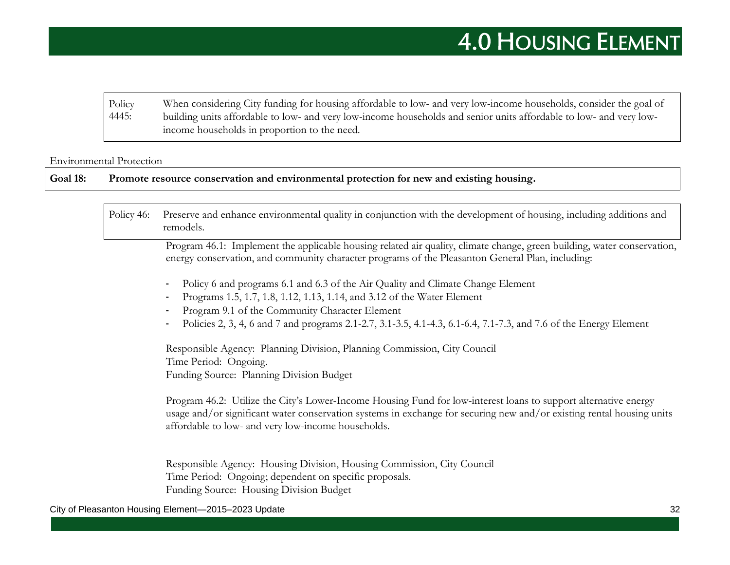Policy 4445: When considering City funding for housing affordable to low- and very low-income households, consider the goal of building units affordable to low- and very low-income households and senior units affordable to low- and very low-income households in proportion to the need.

Environmental Protection

**Goal 18: Promote resource conservation and environmental protection for new and existing housing.**

Policy 46: Preserve and enhance environmental quality in conjunction with the development of housing, including additions and remodels.

Program 46.1: Implement the applicable housing related air quality, climate change, green building, water conservation, energy conservation, and community character programs of the Pleasanton General Plan, including:

- Policy 6 and programs 6.1 and 6.3 of the Air Quality and Climate Change Element
- Programs 1.5, 1.7, 1.8, 1.12, 1.13, 1.14, and 3.12 of the Water Element
- Program 9.1 of the Community Character Element
- Policies 2, 3, 4, 6 and 7 and programs 2.1-2.7, 3.1-3.5, 4.1-4.3, 6.1-6.4, 7.1-7.3, and 7.6 of the Energy Element

Responsible Agency: Planning Division, Planning Commission, City Council
Time Period: Ongoing.
Funding Source: Planning Division Budget

Program 46.2: Utilize the City's Lower-Income Housing Fund for low-interest loans to support alternative energy usage and/or significant water conservation systems in exchange for securing new and/or existing rental housing units affordable to low- and very low-income households.

Responsible Agency: Housing Division, Housing Commission, City Council
Time Period: Ongoing; dependent on specific proposals.
Funding Source: Housing Division Budget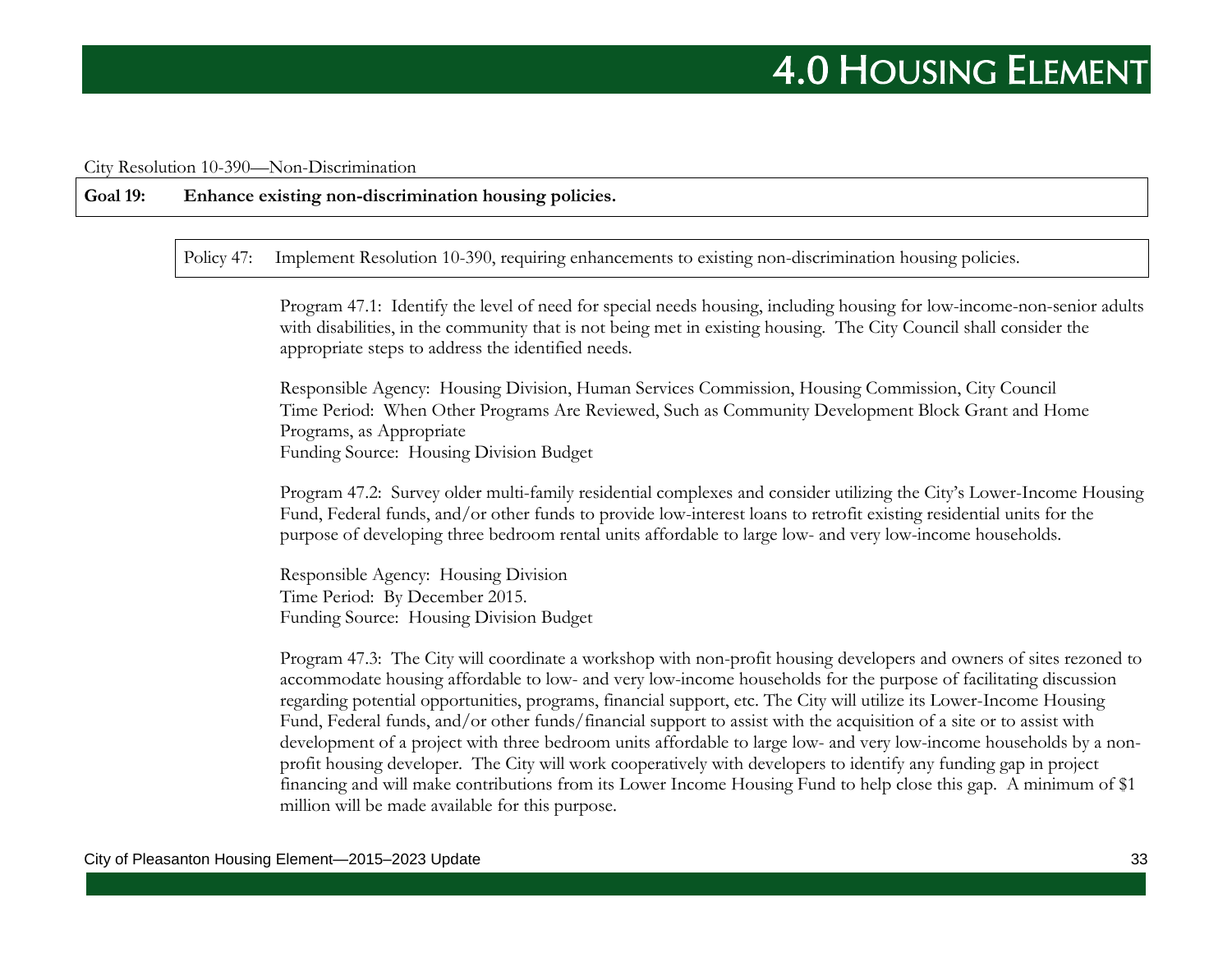City Resolution 10-390—Non-Discrimination

**Goal 19: Enhance existing non-discrimination housing policies.**

Policy 47: Implement Resolution 10-390, requiring enhancements to existing non-discrimination housing policies.

Program 47.1: Identify the level of need for special needs housing, including housing for low-income-non-senior adults with disabilities, in the community that is not being met in existing housing. The City Council shall consider the appropriate steps to address the identified needs.

Responsible Agency: Housing Division, Human Services Commission, Housing Commission, City Council
Time Period: When Other Programs Are Reviewed, Such as Community Development Block Grant and Home Programs, as Appropriate
Funding Source: Housing Division Budget

Program 47.2: Survey older multi-family residential complexes and consider utilizing the City's Lower-Income Housing Fund, Federal funds, and/or other funds to provide low-interest loans to retrofit existing residential units for the purpose of developing three bedroom rental units affordable to large low- and very low-income households.

Responsible Agency: Housing Division
Time Period: By December 2015.
Funding Source: Housing Division Budget

Program 47.3: The City will coordinate a workshop with non-profit housing developers and owners of sites rezoned to accommodate housing affordable to low- and very low-income households for the purpose of facilitating discussion regarding potential opportunities, programs, financial support, etc. The City will utilize its Lower-Income Housing Fund, Federal funds, and/or other funds/financial support to assist with the acquisition of a site or to assist with development of a project with three bedroom units affordable to large low- and very low-income households by a non-profit housing developer. The City will work cooperatively with developers to identify any funding gap in project financing and will make contributions from its Lower Income Housing Fund to help close this gap. A minimum of $1 million will be made available for this purpose.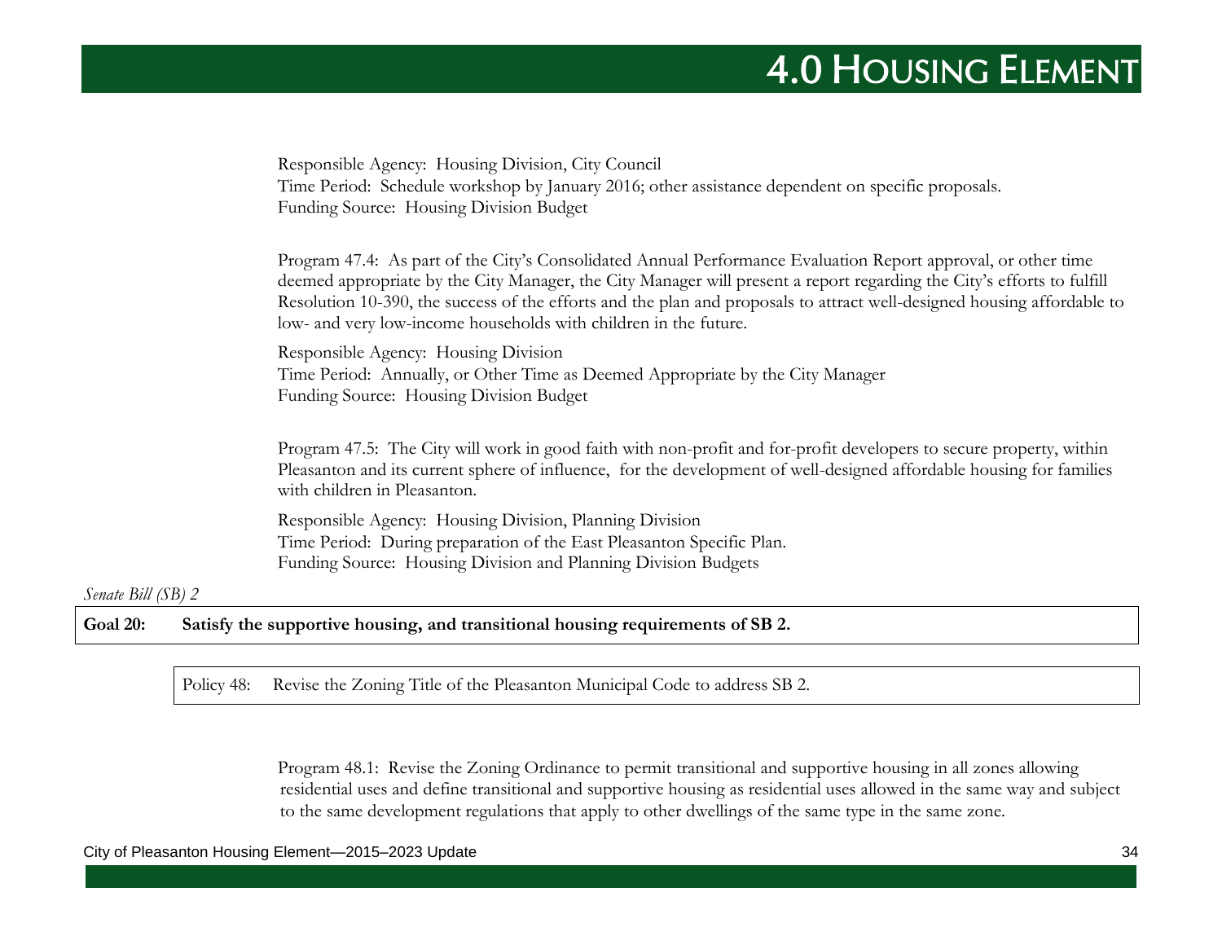Responsible Agency: Housing Division, City Council
Time Period: Schedule workshop by January 2016; other assistance dependent on specific proposals.
Funding Source: Housing Division Budget

Program 47.4: As part of the City's Consolidated Annual Performance Evaluation Report approval, or other time deemed appropriate by the City Manager, the City Manager will present a report regarding the City's efforts to fulfill Resolution 10-390, the success of the efforts and the plan and proposals to attract well-designed housing affordable to low- and very low-income households with children in the future.

Responsible Agency: Housing Division
Time Period: Annually, or Other Time as Deemed Appropriate by the City Manager
Funding Source: Housing Division Budget

Program 47.5: The City will work in good faith with non-profit and for-profit developers to secure property, within Pleasanton and its current sphere of influence, for the development of well-designed affordable housing for families with children in Pleasanton.

Responsible Agency: Housing Division, Planning Division
Time Period: During preparation of the East Pleasanton Specific Plan.
Funding Source: Housing Division and Planning Division Budgets

*Senate Bill (SB) 2*

**Goal 20: Satisfy the supportive housing, and transitional housing requirements of SB 2.**

Policy 48: Revise the Zoning Title of the Pleasanton Municipal Code to address SB 2.

Program 48.1: Revise the Zoning Ordinance to permit transitional and supportive housing in all zones allowing residential uses and define transitional and supportive housing as residential uses allowed in the same way and subject to the same development regulations that apply to other dwellings of the same type in the same zone.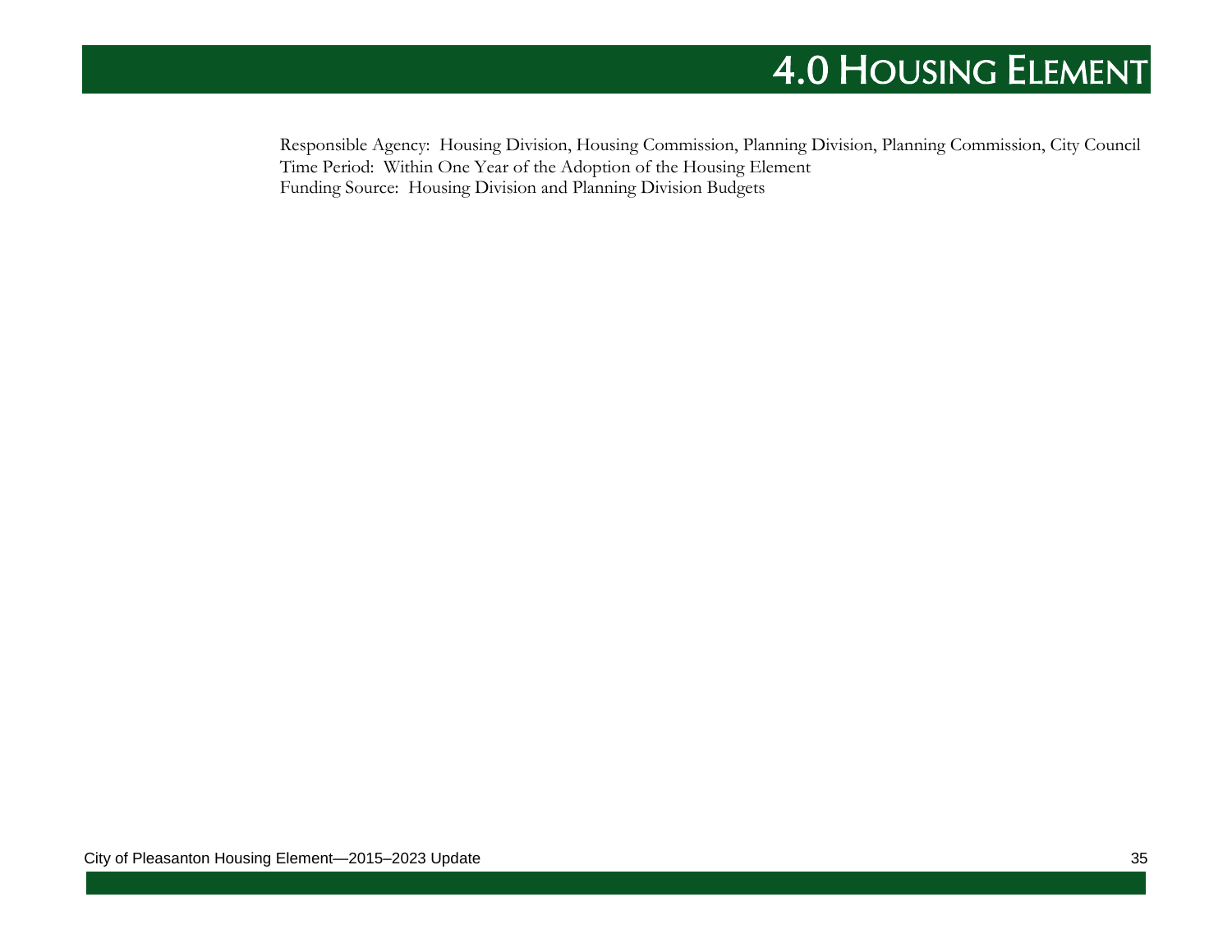Responsible Agency: Housing Division, Housing Commission, Planning Division, Planning Commission, City Council
Time Period: Within One Year of the Adoption of the Housing Element
Funding Source: Housing Division and Planning Division Budgets